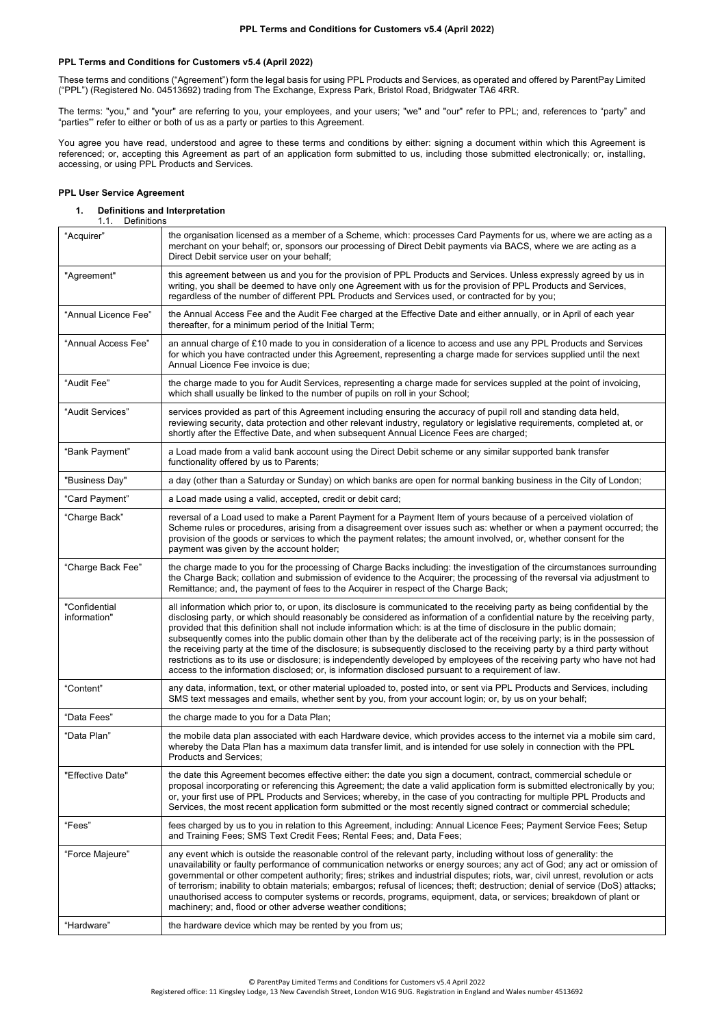### PPL Terms and Conditions for Customers v5.4 (April 2022)

These terms and conditions ("Agreement") form the legal basis for using PPL Products and Services, as operated and offered by ParentPay Limited ("PPL") (Registered No. 04513692) trading from The Exchange, Express Park, Bristol Road, Bridgwater TA6 4RR.

The terms: "you," and "your" are referring to you, your employees, and your users; "we" and "our" refer to PPL; and, references to "party" and "parties"' refer to either or both of us as a party or parties to this Agreement.

You agree you have read, understood and agree to these terms and conditions by either: signing a document within which this Agreement is referenced; or, accepting this Agreement as part of an application form submitted to us, including those submitted electronically; or, installing, accessing, or using PPL Products and Services.

### PPL User Service Agreement

#### 1. Definitions and Interpretation

1.1. Definitions

| | |
|---|---|
| "Acquirer" | the organisation licensed as a member of a Scheme, which: processes Card Payments for us, where we are acting as a merchant on your behalf; or, sponsors our processing of Direct Debit payments via BACS, where we are acting as a Direct Debit service user on your behalf; |
| "Agreement" | this agreement between us and you for the provision of PPL Products and Services. Unless expressly agreed by us in writing, you shall be deemed to have only one Agreement with us for the provision of PPL Products and Services, regardless of the number of different PPL Products and Services used, or contracted for by you; |
| "Annual Licence Fee" | the Annual Access Fee and the Audit Fee charged at the Effective Date and either annually, or in April of each year thereafter, for a minimum period of the Initial Term; |
| "Annual Access Fee" | an annual charge of £10 made to you in consideration of a licence to access and use any PPL Products and Services for which you have contracted under this Agreement, representing a charge made for services supplied until the next Annual Licence Fee invoice is due; |
| "Audit Fee" | the charge made to you for Audit Services, representing a charge made for services suppled at the point of invoicing, which shall usually be linked to the number of pupils on roll in your School; |
| "Audit Services" | services provided as part of this Agreement including ensuring the accuracy of pupil roll and standing data held, reviewing security, data protection and other relevant industry, regulatory or legislative requirements, completed at, or shortly after the Effective Date, and when subsequent Annual Licence Fees are charged; |
| "Bank Payment" | a Load made from a valid bank account using the Direct Debit scheme or any similar supported bank transfer functionality offered by us to Parents; |
| "Business Day" | a day (other than a Saturday or Sunday) on which banks are open for normal banking business in the City of London; |
| "Card Payment" | a Load made using a valid, accepted, credit or debit card; |
| "Charge Back" | reversal of a Load used to make a Parent Payment for a Payment Item of yours because of a perceived violation of Scheme rules or procedures, arising from a disagreement over issues such as: whether or when a payment occurred; the provision of the goods or services to which the payment relates; the amount involved, or, whether consent for the payment was given by the account holder; |
| "Charge Back Fee" | the charge made to you for the processing of Charge Backs including: the investigation of the circumstances surrounding the Charge Back; collation and submission of evidence to the Acquirer; the processing of the reversal via adjustment to Remittance; and, the payment of fees to the Acquirer in respect of the Charge Back; |
| "Confidential information" | all information which prior to, or upon, its disclosure is communicated to the receiving party as being confidential by the disclosing party, or which should reasonably be considered as information of a confidential nature by the receiving party, provided that this definition shall not include information which: is at the time of disclosure in the public domain; subsequently comes into the public domain other than by the deliberate act of the receiving party; is in the possession of the receiving party at the time of the disclosure; is subsequently disclosed to the receiving party by a third party without restrictions as to its use or disclosure; is independently developed by employees of the receiving party who have not had access to the information disclosed; or, is information disclosed pursuant to a requirement of law. |
| "Content" | any data, information, text, or other material uploaded to, posted into, or sent via PPL Products and Services, including SMS text messages and emails, whether sent by you, from your account login; or, by us on your behalf; |
| "Data Fees" | the charge made to you for a Data Plan; |
| "Data Plan" | the mobile data plan associated with each Hardware device, which provides access to the internet via a mobile sim card, whereby the Data Plan has a maximum data transfer limit, and is intended for use solely in connection with the PPL Products and Services; |
| "Effective Date" | the date this Agreement becomes effective either: the date you sign a document, contract, commercial schedule or proposal incorporating or referencing this Agreement; the date a valid application form is submitted electronically by you; or, your first use of PPL Products and Services; whereby, in the case of you contracting for multiple PPL Products and Services, the most recent application form submitted or the most recently signed contract or commercial schedule; |
| "Fees" | fees charged by us to you in relation to this Agreement, including: Annual Licence Fees; Payment Service Fees; Setup and Training Fees; SMS Text Credit Fees; Rental Fees; and, Data Fees; |
| "Force Majeure" | any event which is outside the reasonable control of the relevant party, including without loss of generality: the unavailability or faulty performance of communication networks or energy sources; any act of God; any act or omission of governmental or other competent authority; fires; strikes and industrial disputes; riots, war, civil unrest, revolution or acts of terrorism; inability to obtain materials; embargos; refusal of licences; theft; destruction; denial of service (DoS) attacks; unauthorised access to computer systems or records, programs, equipment, data, or services; breakdown of plant or machinery; and, flood or other adverse weather conditions; |
| "Hardware" | the hardware device which may be rented by you from us; |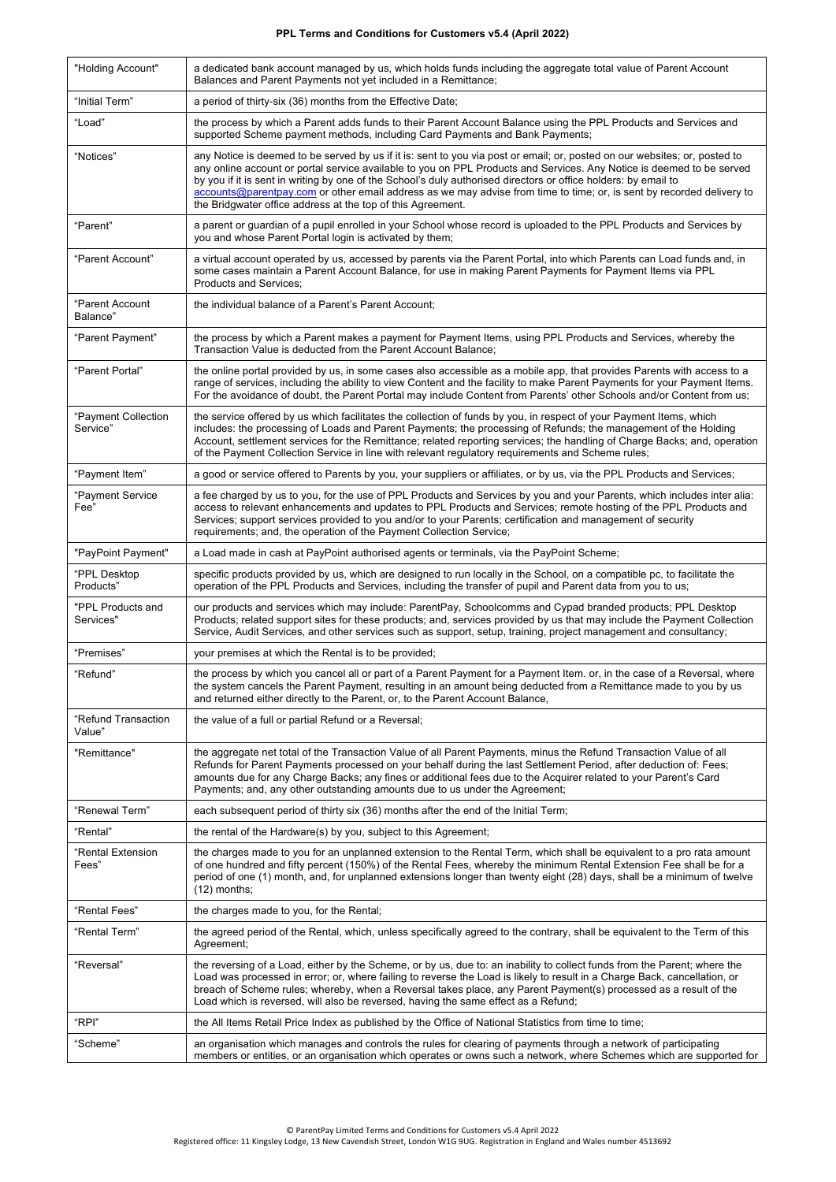| | |
|---|---|
| "Holding Account" | a dedicated bank account managed by us, which holds funds including the aggregate total value of Parent Account Balances and Parent Payments not yet included in a Remittance; |
| "Initial Term" | a period of thirty-six (36) months from the Effective Date; |
| "Load" | the process by which a Parent adds funds to their Parent Account Balance using the PPL Products and Services and supported Scheme payment methods, including Card Payments and Bank Payments; |
| "Notices" | any Notice is deemed to be served by us if it is: sent to you via post or email; or, posted on our websites; or, posted to any online account or portal service available to you on PPL Products and Services. Any Notice is deemed to be served by you if it is sent in writing by one of the School's duly authorised directors or office holders: by email to accounts@parentpay.com or other email address as we may advise from time to time; or, is sent by recorded delivery to the Bridgwater office address at the top of this Agreement. |
| "Parent" | a parent or guardian of a pupil enrolled in your School whose record is uploaded to the PPL Products and Services by you and whose Parent Portal login is activated by them; |
| "Parent Account" | a virtual account operated by us, accessed by parents via the Parent Portal, into which Parents can Load funds and, in some cases maintain a Parent Account Balance, for use in making Parent Payments for Payment Items via PPL Products and Services; |
| "Parent Account Balance" | the individual balance of a Parent's Parent Account; |
| "Parent Payment" | the process by which a Parent makes a payment for Payment Items, using PPL Products and Services, whereby the Transaction Value is deducted from the Parent Account Balance; |
| "Parent Portal" | the online portal provided by us, in some cases also accessible as a mobile app, that provides Parents with access to a range of services, including the ability to view Content and the facility to make Parent Payments for your Payment Items. For the avoidance of doubt, the Parent Portal may include Content from Parents' other Schools and/or Content from us; |
| "Payment Collection Service" | the service offered by us which facilitates the collection of funds by you, in respect of your Payment Items, which includes: the processing of Loads and Parent Payments; the processing of Refunds; the management of the Holding Account, settlement services for the Remittance; related reporting services; the handling of Charge Backs; and, operation of the Payment Collection Service in line with relevant regulatory requirements and Scheme rules; |
| "Payment Item" | a good or service offered to Parents by you, your suppliers or affiliates, or by us, via the PPL Products and Services; |
| "Payment Service Fee" | a fee charged by us to you, for the use of PPL Products and Services by you and your Parents, which includes inter alia: access to relevant enhancements and updates to PPL Products and Services; remote hosting of the PPL Products and Services; support services provided to you and/or to your Parents; certification and management of security requirements; and, the operation of the Payment Collection Service; |
| "PayPoint Payment" | a Load made in cash at PayPoint authorised agents or terminals, via the PayPoint Scheme; |
| "PPL Desktop Products" | specific products provided by us, which are designed to run locally in the School, on a compatible pc, to facilitate the operation of the PPL Products and Services, including the transfer of pupil and Parent data from you to us; |
| "PPL Products and Services" | our products and services which may include: ParentPay, Schoolcomms and Cypad branded products; PPL Desktop Products; related support sites for these products; and, services provided by us that may include the Payment Collection Service, Audit Services, and other services such as support, setup, training, project management and consultancy; |
| "Premises" | your premises at which the Rental is to be provided; |
| "Refund" | the process by which you cancel all or part of a Parent Payment for a Payment Item. or, in the case of a Reversal, where the system cancels the Parent Payment, resulting in an amount being deducted from a Remittance made to you by us and returned either directly to the Parent, or, to the Parent Account Balance, |
| "Refund Transaction Value" | the value of a full or partial Refund or a Reversal; |
| "Remittance" | the aggregate net total of the Transaction Value of all Parent Payments, minus the Refund Transaction Value of all Refunds for Parent Payments processed on your behalf during the last Settlement Period, after deduction of: Fees; amounts due for any Charge Backs; any fines or additional fees due to the Acquirer related to your Parent's Card Payments; and, any other outstanding amounts due to us under the Agreement; |
| "Renewal Term" | each subsequent period of thirty six (36) months after the end of the Initial Term; |
| "Rental" | the rental of the Hardware(s) by you, subject to this Agreement; |
| "Rental Extension Fees" | the charges made to you for an unplanned extension to the Rental Term, which shall be equivalent to a pro rata amount of one hundred and fifty percent (150%) of the Rental Fees, whereby the minimum Rental Extension Fee shall be for a period of one (1) month, and, for unplanned extensions longer than twenty eight (28) days, shall be a minimum of twelve (12) months; |
| "Rental Fees" | the charges made to you, for the Rental; |
| "Rental Term" | the agreed period of the Rental, which, unless specifically agreed to the contrary, shall be equivalent to the Term of this Agreement; |
| "Reversal" | the reversing of a Load, either by the Scheme, or by us, due to: an inability to collect funds from the Parent; where the Load was processed in error; or, where failing to reverse the Load is likely to result in a Charge Back, cancellation, or breach of Scheme rules; whereby, when a Reversal takes place, any Parent Payment(s) processed as a result of the Load which is reversed, will also be reversed, having the same effect as a Refund; |
| "RPI" | the All Items Retail Price Index as published by the Office of National Statistics from time to time; |
| "Scheme" | an organisation which manages and controls the rules for clearing of payments through a network of participating members or entities, or an organisation which operates or owns such a network, where Schemes which are supported for |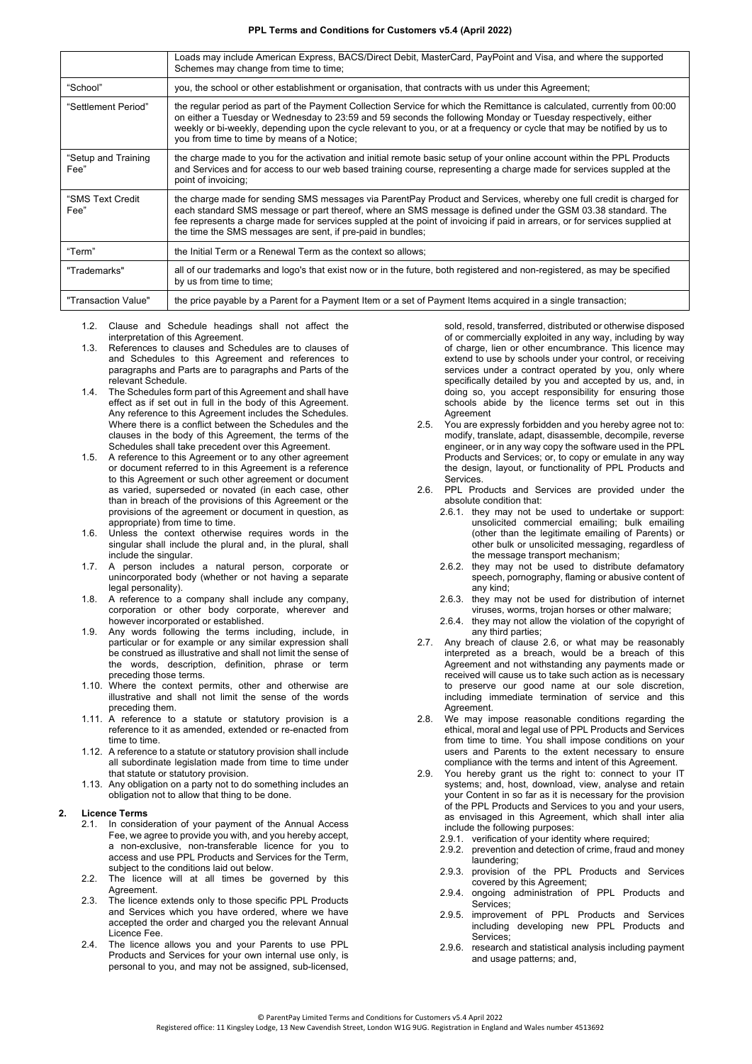| | |
|---|---|
| | Loads may include American Express, BACS/Direct Debit, MasterCard, PayPoint and Visa, and where the supported Schemes may change from time to time; |
| "School" | you, the school or other establishment or organisation, that contracts with us under this Agreement; |
| "Settlement Period" | the regular period as part of the Payment Collection Service for which the Remittance is calculated, currently from 00:00 on either a Tuesday or Wednesday to 23:59 and 59 seconds the following Monday or Tuesday respectively, either weekly or bi-weekly, depending upon the cycle relevant to you, or at a frequency or cycle that may be notified by us to you from time to time by means of a Notice; |
| "Setup and Training Fee" | the charge made to you for the activation and initial remote basic setup of your online account within the PPL Products and Services and for access to our web based training course, representing a charge made for services suppled at the point of invoicing; |
| "SMS Text Credit Fee" | the charge made for sending SMS messages via ParentPay Product and Services, whereby one full credit is charged for each standard SMS message or part thereof, where an SMS message is defined under the GSM 03.38 standard. The fee represents a charge made for services suppled at the point of invoicing if paid in arrears, or for services supplied at the time the SMS messages are sent, if pre-paid in bundles; |
| "Term" | the Initial Term or a Renewal Term as the context so allows; |
| "Trademarks" | all of our trademarks and logo's that exist now or in the future, both registered and non-registered, as may be specified by us from time to time; |
| "Transaction Value" | the price payable by a Parent for a Payment Item or a set of Payment Items acquired in a single transaction; |

1.2. Clause and Schedule headings shall not affect the interpretation of this Agreement.

1.3. References to clauses and Schedules are to clauses of and Schedules to this Agreement and references to paragraphs and Parts are to paragraphs and Parts of the relevant Schedule.

1.4. The Schedules form part of this Agreement and shall have effect as if set out in full in the body of this Agreement. Any reference to this Agreement includes the Schedules. Where there is a conflict between the Schedules and the clauses in the body of this Agreement, the terms of the Schedules shall take precedent over this Agreement.

1.5. A reference to this Agreement or to any other agreement or document referred to in this Agreement is a reference to this Agreement or such other agreement or document as varied, superseded or novated (in each case, other than in breach of the provisions of this Agreement or the provisions of the agreement or document in question, as appropriate) from time to time.

1.6. Unless the context otherwise requires words in the singular shall include the plural and, in the plural, shall include the singular.

1.7. A person includes a natural person, corporate or unincorporated body (whether or not having a separate legal personality).

1.8. A reference to a company shall include any company, corporation or other body corporate, wherever and however incorporated or established.

1.9. Any words following the terms including, include, in particular or for example or any similar expression shall be construed as illustrative and shall not limit the sense of the words, description, definition, phrase or term preceding those terms.

1.10. Where the context permits, other and otherwise are illustrative and shall not limit the sense of the words preceding them.

1.11. A reference to a statute or statutory provision is a reference to it as amended, extended or re-enacted from time to time.

1.12. A reference to a statute or statutory provision shall include all subordinate legislation made from time to time under that statute or statutory provision.

1.13. Any obligation on a party not to do something includes an obligation not to allow that thing to be done.

## 2. Licence Terms

2.1. In consideration of your payment of the Annual Access Fee, we agree to provide you with, and you hereby accept, a non-exclusive, non-transferable licence for you to access and use PPL Products and Services for the Term, subject to the conditions laid out below.

2.2. The licence will at all times be governed by this Agreement.

2.3. The licence extends only to those specific PPL Products and Services which you have ordered, where we have accepted the order and charged you the relevant Annual Licence Fee.

2.4. The licence allows you and your Parents to use PPL Products and Services for your own internal use only, is personal to you, and may not be assigned, sub-licensed, sold, resold, transferred, distributed or otherwise disposed of or commercially exploited in any way, including by way of charge, lien or other encumbrance. This licence may extend to use by schools under your control, or receiving services under a contract operated by you, only where specifically detailed by you and accepted by us, and, in doing so, you accept responsibility for ensuring those schools abide by the licence terms set out in this Agreement

2.5. You are expressly forbidden and you hereby agree not to: modify, translate, adapt, disassemble, decompile, reverse engineer, or in any way copy the software used in the PPL Products and Services; or, to copy or emulate in any way the design, layout, or functionality of PPL Products and Services.

2.6. PPL Products and Services are provided under the absolute condition that:

- 2.6.1. they may not be used to undertake or support: unsolicited commercial emailing; bulk emailing (other than the legitimate emailing of Parents) or other bulk or unsolicited messaging, regardless of the message transport mechanism;
- 2.6.2. they may not be used to distribute defamatory speech, pornography, flaming or abusive content of any kind;
- 2.6.3. they may not be used for distribution of internet viruses, worms, trojan horses or other malware;
- 2.6.4. they may not allow the violation of the copyright of any third parties;

2.7. Any breach of clause 2.6, or what may be reasonably interpreted as a breach, would be a breach of this Agreement and not withstanding any payments made or received will cause us to take such action as is necessary to preserve our good name at our sole discretion, including immediate termination of service and this Agreement.

2.8. We may impose reasonable conditions regarding the ethical, moral and legal use of PPL Products and Services from time to time. You shall impose conditions on your users and Parents to the extent necessary to ensure compliance with the terms and intent of this Agreement.

2.9. You hereby grant us the right to: connect to your IT systems; and, host, download, view, analyse and retain your Content in so far as it is necessary for the provision of the PPL Products and Services to you and your users, as envisaged in this Agreement, which shall inter alia include the following purposes:

- 2.9.1. verification of your identity where required;
- 2.9.2. prevention and detection of crime, fraud and money laundering;
- 2.9.3. provision of the PPL Products and Services covered by this Agreement;
- 2.9.4. ongoing administration of PPL Products and Services;
- 2.9.5. improvement of PPL Products and Services including developing new PPL Products and Services;
- 2.9.6. research and statistical analysis including payment and usage patterns; and,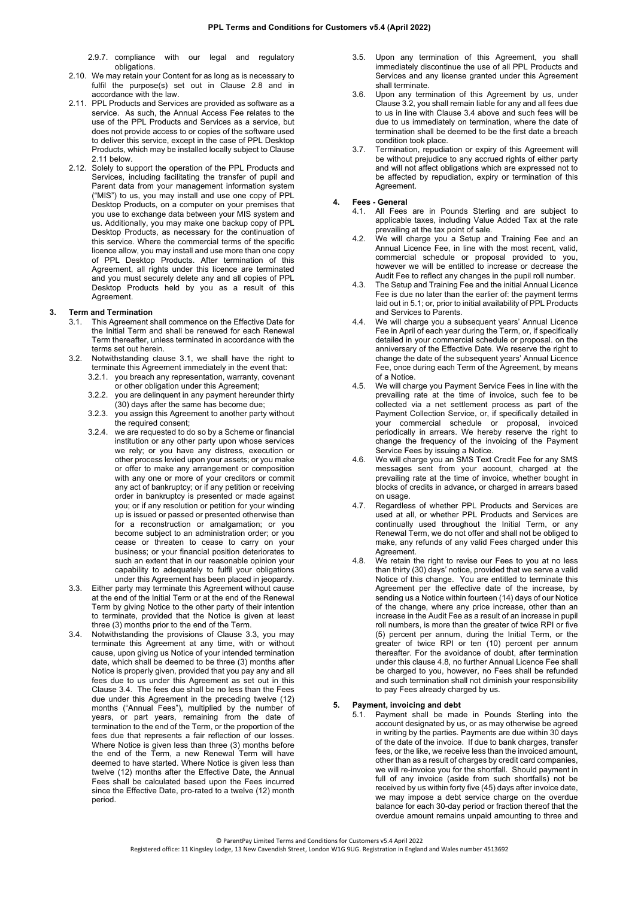2.9.7. compliance with our legal and regulatory obligations.

2.10. We may retain your Content for as long as is necessary to fulfil the purpose(s) set out in Clause 2.8 and in accordance with the law.

2.11. PPL Products and Services are provided as software as a service. As such, the Annual Access Fee relates to the use of the PPL Products and Services as a service, but does not provide access to or copies of the software used to deliver this service, except in the case of PPL Desktop Products, which may be installed locally subject to Clause 2.11 below.

2.12. Solely to support the operation of the PPL Products and Services, including facilitating the transfer of pupil and Parent data from your management information system ("MIS") to us, you may install and use one copy of PPL Desktop Products, on a computer on your premises that you use to exchange data between your MIS system and us. Additionally, you may make one backup copy of PPL Desktop Products, as necessary for the continuation of this service. Where the commercial terms of the specific licence allow, you may install and use more than one copy of PPL Desktop Products. After termination of this Agreement, all rights under this licence are terminated and you must securely delete any and all copies of PPL Desktop Products held by you as a result of this Agreement.

## 3. Term and Termination

3.1. This Agreement shall commence on the Effective Date for the Initial Term and shall be renewed for each Renewal Term thereafter, unless terminated in accordance with the terms set out herein.

3.2. Notwithstanding clause 3.1, we shall have the right to terminate this Agreement immediately in the event that:

3.2.1. you breach any representation, warranty, covenant or other obligation under this Agreement;

3.2.2. you are delinquent in any payment hereunder thirty (30) days after the same has become due;

3.2.3. you assign this Agreement to another party without the required consent;

3.2.4. we are requested to do so by a Scheme or financial institution or any other party upon whose services we rely; or you have any distress, execution or other process levied upon your assets; or you make or offer to make any arrangement or composition with any one or more of your creditors or commit any act of bankruptcy; or if any petition or receiving order in bankruptcy is presented or made against you; or if any resolution or petition for your winding up is issued or passed or presented otherwise than for a reconstruction or amalgamation; or you become subject to an administration order; or you cease or threaten to cease to carry on your business; or your financial position deteriorates to such an extent that in our reasonable opinion your capability to adequately to fulfil your obligations under this Agreement has been placed in jeopardy.

3.3. Either party may terminate this Agreement without cause at the end of the Initial Term or at the end of the Renewal Term by giving Notice to the other party of their intention to terminate, provided that the Notice is given at least three (3) months prior to the end of the Term.

3.4. Notwithstanding the provisions of Clause 3.3, you may terminate this Agreement at any time, with or without cause, upon giving us Notice of your intended termination date, which shall be deemed to be three (3) months after Notice is properly given, provided that you pay any and all fees due to us under this Agreement as set out in this Clause 3.4. The fees due shall be no less than the Fees due under this Agreement in the preceding twelve (12) months ("Annual Fees"), multiplied by the number of years, or part years, remaining from the date of termination to the end of the Term, or the proportion of the fees due that represents a fair reflection of our losses. Where Notice is given less than three (3) months before the end of the Term, a new Renewal Term will have deemed to have started. Where Notice is given less than twelve (12) months after the Effective Date, the Annual Fees shall be calculated based upon the Fees incurred since the Effective Date, pro-rated to a twelve (12) month period.

3.5. Upon any termination of this Agreement, you shall immediately discontinue the use of all PPL Products and Services and any license granted under this Agreement shall terminate.

3.6. Upon any termination of this Agreement by us, under Clause 3.2, you shall remain liable for any and all fees due to us in line with Clause 3.4 above and such fees will be due to us immediately on termination, where the date of termination shall be deemed to be the first date a breach condition took place.

3.7. Termination, repudiation or expiry of this Agreement will be without prejudice to any accrued rights of either party and will not affect obligations which are expressed not to be affected by repudiation, expiry or termination of this Agreement.

## 4. Fees - General

4.1. All Fees are in Pounds Sterling and are subject to applicable taxes, including Value Added Tax at the rate prevailing at the tax point of sale.

4.2. We will charge you a Setup and Training Fee and an Annual Licence Fee, in line with the most recent, valid, commercial schedule or proposal provided to you, however we will be entitled to increase or decrease the Audit Fee to reflect any changes in the pupil roll number.

4.3. The Setup and Training Fee and the initial Annual Licence Fee is due no later than the earlier of: the payment terms laid out in 5.1; or, prior to initial availability of PPL Products and Services to Parents.

4.4. We will charge you a subsequent years' Annual Licence Fee in April of each year during the Term, or, if specifically detailed in your commercial schedule or proposal. on the anniversary of the Effective Date. We reserve the right to change the date of the subsequent years' Annual Licence Fee, once during each Term of the Agreement, by means of a Notice.

4.5. We will charge you Payment Service Fees in line with the prevailing rate at the time of invoice, such fee to be collected via a net settlement process as part of the Payment Collection Service, or, if specifically detailed in your commercial schedule or proposal, invoiced periodically in arrears. We hereby reserve the right to change the frequency of the invoicing of the Payment Service Fees by issuing a Notice.

4.6. We will charge you an SMS Text Credit Fee for any SMS messages sent from your account, charged at the prevailing rate at the time of invoice, whether bought in blocks of credits in advance, or charged in arrears based on usage.

4.7. Regardless of whether PPL Products and Services are used at all, or whether PPL Products and Services are continually used throughout the Initial Term, or any Renewal Term, we do not offer and shall not be obliged to make, any refunds of any valid Fees charged under this Agreement.

4.8. We retain the right to revise our Fees to you at no less than thirty (30) days' notice, provided that we serve a valid Notice of this change. You are entitled to terminate this Agreement per the effective date of the increase, by sending us a Notice within fourteen (14) days of our Notice of the change, where any price increase, other than an increase in the Audit Fee as a result of an increase in pupil roll numbers, is more than the greater of twice RPI or five (5) percent per annum, during the Initial Term, or the greater of twice RPI or ten (10) percent per annum thereafter. For the avoidance of doubt, after termination under this clause 4.8, no further Annual Licence Fee shall be charged to you, however, no Fees shall be refunded and such termination shall not diminish your responsibility to pay Fees already charged by us.

## 5. Payment, invoicing and debt

5.1. Payment shall be made in Pounds Sterling into the account designated by us, or as may otherwise be agreed in writing by the parties. Payments are due within 30 days of the date of the invoice. If due to bank charges, transfer fees, or the like, we receive less than the invoiced amount, other than as a result of charges by credit card companies, we will re-invoice you for the shortfall. Should payment in full of any invoice (aside from such shortfalls) not be received by us within forty five (45) days after invoice date, we may impose a debt service charge on the overdue balance for each 30-day period or fraction thereof that the overdue amount remains unpaid amounting to three and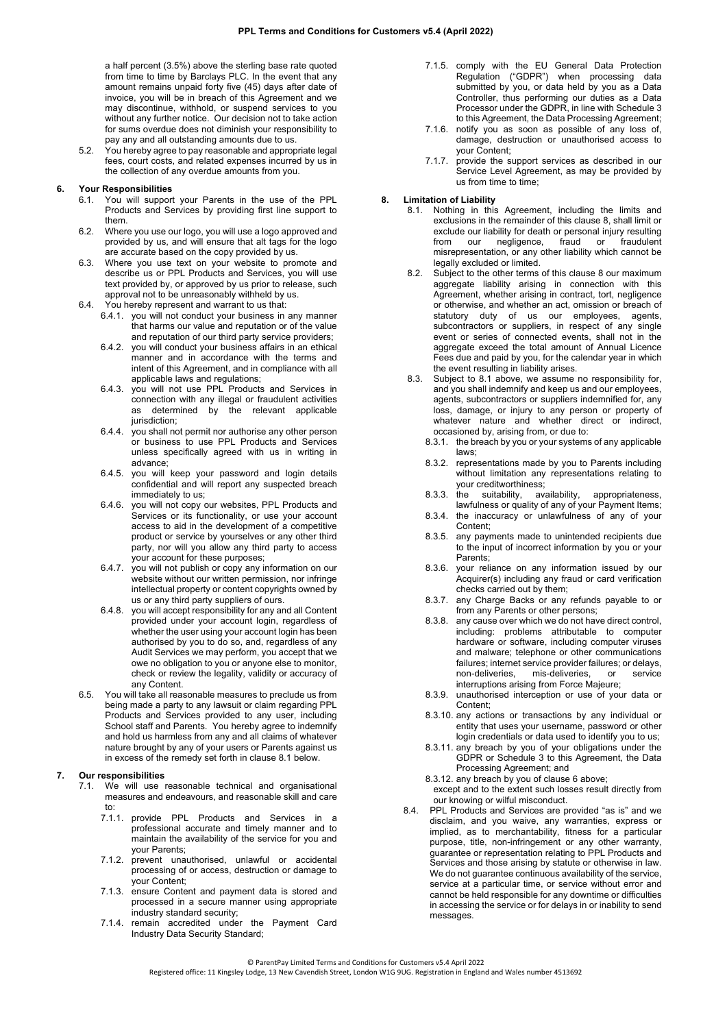a half percent (3.5%) above the sterling base rate quoted from time to time by Barclays PLC. In the event that any amount remains unpaid forty five (45) days after date of invoice, you will be in breach of this Agreement and we may discontinue, withhold, or suspend services to you without any further notice. Our decision not to take action for sums overdue does not diminish your responsibility to pay any and all outstanding amounts due to us.

5.2. You hereby agree to pay reasonable and appropriate legal fees, court costs, and related expenses incurred by us in the collection of any overdue amounts from you.

## 6. Your Responsibilities

6.1. You will support your Parents in the use of the PPL Products and Services by providing first line support to them.

6.2. Where you use our logo, you will use a logo approved and provided by us, and will ensure that alt tags for the logo are accurate based on the copy provided by us.

6.3. Where you use text on your website to promote and describe us or PPL Products and Services, you will use text provided by, or approved by us prior to release, such approval not to be unreasonably withheld by us.

6.4. You hereby represent and warrant to us that:

6.4.1. you will not conduct your business in any manner that harms our value and reputation or of the value and reputation of our third party service providers;

6.4.2. you will conduct your business affairs in an ethical manner and in accordance with the terms and intent of this Agreement, and in compliance with all applicable laws and regulations;

6.4.3. you will not use PPL Products and Services in connection with any illegal or fraudulent activities as determined by the relevant applicable jurisdiction;

6.4.4. you shall not permit nor authorise any other person or business to use PPL Products and Services unless specifically agreed with us in writing in advance;

6.4.5. you will keep your password and login details confidential and will report any suspected breach immediately to us;

6.4.6. you will not copy our websites, PPL Products and Services or its functionality, or use your account access to aid in the development of a competitive product or service by yourselves or any other third party, nor will you allow any third party to access your account for these purposes;

6.4.7. you will not publish or copy any information on our website without our written permission, nor infringe intellectual property or content copyrights owned by us or any third party suppliers of ours.

6.4.8. you will accept responsibility for any and all Content provided under your account login, regardless of whether the user using your account login has been authorised by you to do so, and, regardless of any Audit Services we may perform, you accept that we owe no obligation to you or anyone else to monitor, check or review the legality, validity or accuracy of any Content.

6.5. You will take all reasonable measures to preclude us from being made a party to any lawsuit or claim regarding PPL Products and Services provided to any user, including School staff and Parents. You hereby agree to indemnify and hold us harmless from any and all claims of whatever nature brought by any of your users or Parents against us in excess of the remedy set forth in clause 8.1 below.

## 7. Our responsibilities

7.1. We will use reasonable technical and organisational measures and endeavours, and reasonable skill and care to:

7.1.1. provide PPL Products and Services in a professional accurate and timely manner and to maintain the availability of the service for you and your Parents;

7.1.2. prevent unauthorised, unlawful or accidental processing of or access, destruction or damage to your Content;

7.1.3. ensure Content and payment data is stored and processed in a secure manner using appropriate industry standard security;

7.1.4. remain accredited under the Payment Card Industry Data Security Standard;

7.1.5. comply with the EU General Data Protection Regulation ("GDPR") when processing data submitted by you, or data held by you as a Data Controller, thus performing our duties as a Data Processor under the GDPR, in line with Schedule 3 to this Agreement, the Data Processing Agreement;

7.1.6. notify you as soon as possible of any loss of, damage, destruction or unauthorised access to your Content;

7.1.7. provide the support services as described in our Service Level Agreement, as may be provided by us from time to time;

## 8. Limitation of Liability

8.1. Nothing in this Agreement, including the limits and exclusions in the remainder of this clause 8, shall limit or exclude our liability for death or personal injury resulting from our negligence, fraud or fraudulent misrepresentation, or any other liability which cannot be legally excluded or limited.

8.2. Subject to the other terms of this clause 8 our maximum aggregate liability arising in connection with this Agreement, whether arising in contract, tort, negligence or otherwise, and whether an act, omission or breach of statutory duty of us our employees, agents, subcontractors or suppliers, in respect of any single event or series of connected events, shall not in the aggregate exceed the total amount of Annual Licence Fees due and paid by you, for the calendar year in which the event resulting in liability arises.

8.3. Subject to 8.1 above, we assume no responsibility for, and you shall indemnify and keep us and our employees, agents, subcontractors or suppliers indemnified for, any loss, damage, or injury to any person or property of whatever nature and whether direct or indirect, occasioned by, arising from, or due to:

8.3.1. the breach by you or your systems of any applicable laws;

8.3.2. representations made by you to Parents including without limitation any representations relating to your creditworthiness;

8.3.3. the suitability, availability, appropriateness, lawfulness or quality of any of your Payment Items;

8.3.4. the inaccuracy or unlawfulness of any of your Content;

8.3.5. any payments made to unintended recipients due to the input of incorrect information by you or your Parents;

8.3.6. your reliance on any information issued by our Acquirer(s) including any fraud or card verification checks carried out by them;

8.3.7. any Charge Backs or any refunds payable to or from any Parents or other persons;

8.3.8. any cause over which we do not have direct control, including: problems attributable to computer hardware or software, including computer viruses and malware; telephone or other communications failures; internet service provider failures; or delays, non-deliveries, mis-deliveries, or service interruptions arising from Force Majeure;

8.3.9. unauthorised interception or use of your data or Content;

8.3.10. any actions or transactions by any individual or entity that uses your username, password or other login credentials or data used to identify you to us;

8.3.11. any breach by you of your obligations under the GDPR or Schedule 3 to this Agreement, the Data Processing Agreement; and

8.3.12. any breach by you of clause 6 above;

except and to the extent such losses result directly from our knowing or wilful misconduct.

8.4. PPL Products and Services are provided "as is" and we disclaim, and you waive, any warranties, express or implied, as to merchantability, fitness for a particular purpose, title, non-infringement or any other warranty, guarantee or representation relating to PPL Products and Services and those arising by statute or otherwise in law. We do not guarantee continuous availability of the service, service at a particular time, or any service without error and cannot be held responsible for any downtime or difficulties in accessing the service or for delays in or inability to send messages.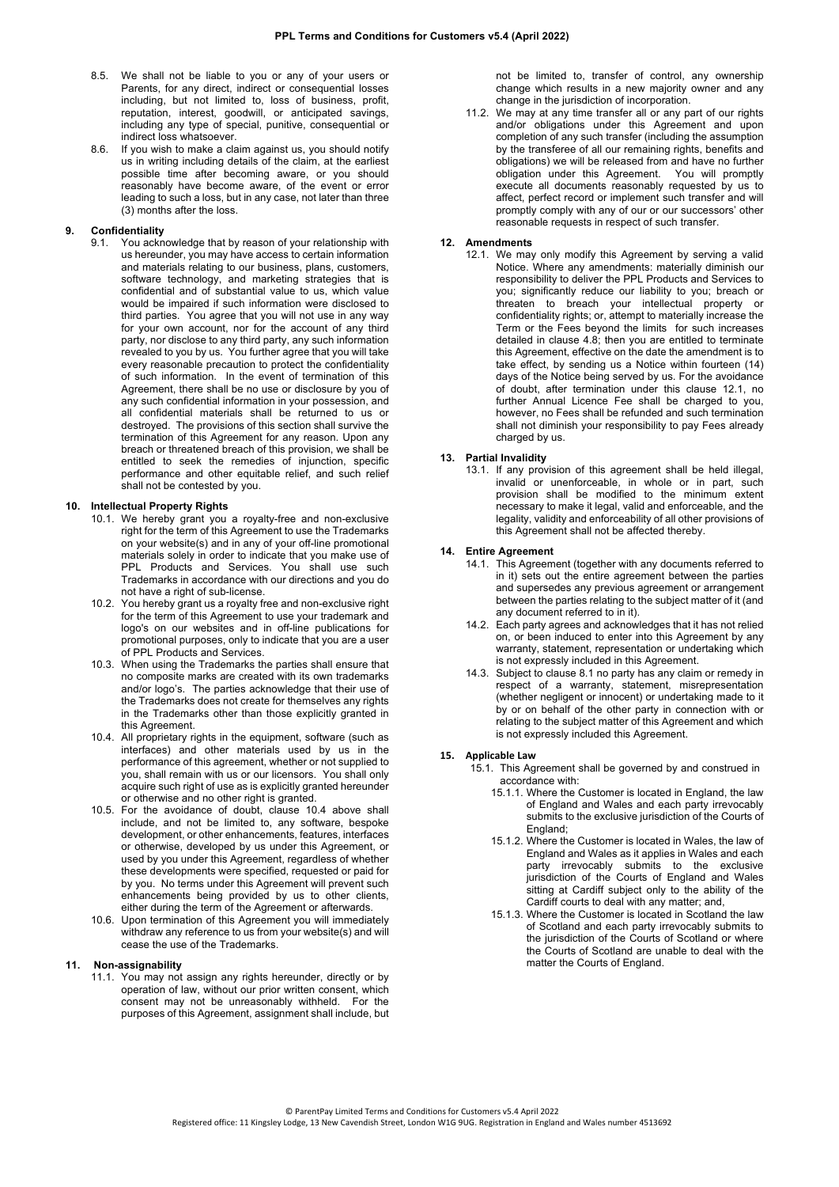8.5. We shall not be liable to you or any of your users or Parents, for any direct, indirect or consequential losses including, but not limited to, loss of business, profit, reputation, interest, goodwill, or anticipated savings, including any type of special, punitive, consequential or indirect loss whatsoever.

8.6. If you wish to make a claim against us, you should notify us in writing including details of the claim, at the earliest possible time after becoming aware, or you should reasonably have become aware, of the event or error leading to such a loss, but in any case, not later than three (3) months after the loss.

## 9. Confidentiality

9.1. You acknowledge that by reason of your relationship with us hereunder, you may have access to certain information and materials relating to our business, plans, customers, software technology, and marketing strategies that is confidential and of substantial value to us, which value would be impaired if such information were disclosed to third parties. You agree that you will not use in any way for your own account, nor for the account of any third party, nor disclose to any third party, any such information revealed to you by us. You further agree that you will take every reasonable precaution to protect the confidentiality of such information. In the event of termination of this Agreement, there shall be no use or disclosure by you of any such confidential information in your possession, and all confidential materials shall be returned to us or destroyed. The provisions of this section shall survive the termination of this Agreement for any reason. Upon any breach or threatened breach of this provision, we shall be entitled to seek the remedies of injunction, specific performance and other equitable relief, and such relief shall not be contested by you.

## 10. Intellectual Property Rights

10.1. We hereby grant you a royalty-free and non-exclusive right for the term of this Agreement to use the Trademarks on your website(s) and in any of your off-line promotional materials solely in order to indicate that you make use of PPL Products and Services. You shall use such Trademarks in accordance with our directions and you do not have a right of sub-license.

10.2. You hereby grant us a royalty free and non-exclusive right for the term of this Agreement to use your trademark and logo's on our websites and in off-line publications for promotional purposes, only to indicate that you are a user of PPL Products and Services.

10.3. When using the Trademarks the parties shall ensure that no composite marks are created with its own trademarks and/or logo's. The parties acknowledge that their use of the Trademarks does not create for themselves any rights in the Trademarks other than those explicitly granted in this Agreement.

10.4. All proprietary rights in the equipment, software (such as interfaces) and other materials used by us in the performance of this agreement, whether or not supplied to you, shall remain with us or our licensors. You shall only acquire such right of use as is explicitly granted hereunder or otherwise and no other right is granted.

10.5. For the avoidance of doubt, clause 10.4 above shall include, and not be limited to, any software, bespoke development, or other enhancements, features, interfaces or otherwise, developed by us under this Agreement, or used by you under this Agreement, regardless of whether these developments were specified, requested or paid for by you. No terms under this Agreement will prevent such enhancements being provided by us to other clients, either during the term of the Agreement or afterwards.

10.6. Upon termination of this Agreement you will immediately withdraw any reference to us from your website(s) and will cease the use of the Trademarks.

## 11. Non-assignability

11.1. You may not assign any rights hereunder, directly or by operation of law, without our prior written consent, which consent may not be unreasonably withheld. For the purposes of this Agreement, assignment shall include, but not be limited to, transfer of control, any ownership change which results in a new majority owner and any change in the jurisdiction of incorporation.

11.2. We may at any time transfer all or any part of our rights and/or obligations under this Agreement and upon completion of any such transfer (including the assumption by the transferee of all our remaining rights, benefits and obligations) we will be released from and have no further obligation under this Agreement. You will promptly execute all documents reasonably requested by us to affect, perfect record or implement such transfer and will promptly comply with any of our or our successors' other reasonable requests in respect of such transfer.

## 12. Amendments

12.1. We may only modify this Agreement by serving a valid Notice. Where any amendments: materially diminish our responsibility to deliver the PPL Products and Services to you; significantly reduce our liability to you; breach or threaten to breach your intellectual property or confidentiality rights; or, attempt to materially increase the Term or the Fees beyond the limits for such increases detailed in clause 4.8; then you are entitled to terminate this Agreement, effective on the date the amendment is to take effect, by sending us a Notice within fourteen (14) days of the Notice being served by us. For the avoidance of doubt, after termination under this clause 12.1, no further Annual Licence Fee shall be charged to you, however, no Fees shall be refunded and such termination shall not diminish your responsibility to pay Fees already charged by us.

## 13. Partial Invalidity

13.1. If any provision of this agreement shall be held illegal, invalid or unenforceable, in whole or in part, such provision shall be modified to the minimum extent necessary to make it legal, valid and enforceable, and the legality, validity and enforceability of all other provisions of this Agreement shall not be affected thereby.

## 14. Entire Agreement

14.1. This Agreement (together with any documents referred to in it) sets out the entire agreement between the parties and supersedes any previous agreement or arrangement between the parties relating to the subject matter of it (and any document referred to in it).

14.2. Each party agrees and acknowledges that it has not relied on, or been induced to enter into this Agreement by any warranty, statement, representation or undertaking which is not expressly included in this Agreement.

14.3. Subject to clause 8.1 no party has any claim or remedy in respect of a warranty, statement, misrepresentation (whether negligent or innocent) or undertaking made to it by or on behalf of the other party in connection with or relating to the subject matter of this Agreement and which is not expressly included this Agreement.

## 15. Applicable Law

15.1. This Agreement shall be governed by and construed in accordance with:

15.1.1. Where the Customer is located in England, the law of England and Wales and each party irrevocably submits to the exclusive jurisdiction of the Courts of England;

15.1.2. Where the Customer is located in Wales, the law of England and Wales as it applies in Wales and each party irrevocably submits to the exclusive jurisdiction of the Courts of England and Wales sitting at Cardiff subject only to the ability of the Cardiff courts to deal with any matter; and,

15.1.3. Where the Customer is located in Scotland the law of Scotland and each party irrevocably submits to the jurisdiction of the Courts of Scotland or where the Courts of Scotland are unable to deal with the matter the Courts of England.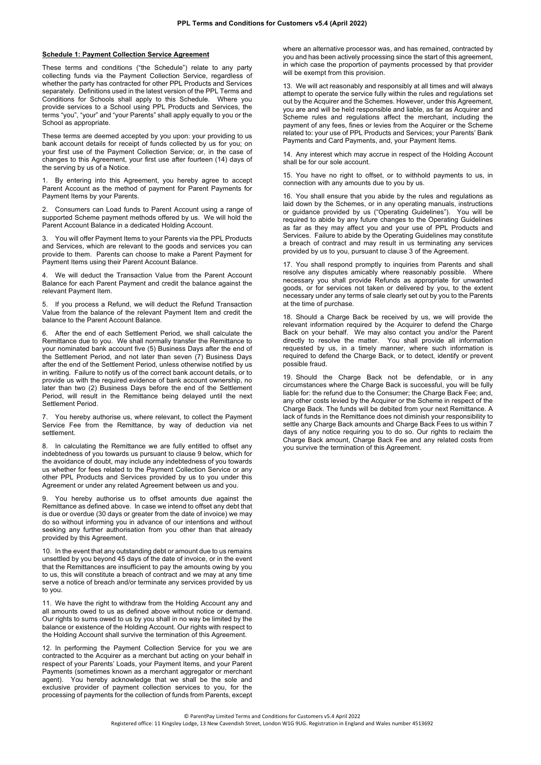## Schedule 1: Payment Collection Service Agreement

These terms and conditions ("the Schedule") relate to any party collecting funds via the Payment Collection Service, regardless of whether the party has contracted for other PPL Products and Services separately. Definitions used in the latest version of the PPL Terms and Conditions for Schools shall apply to this Schedule. Where you provide services to a School using PPL Products and Services, the terms "you", "your" and "your Parents" shall apply equally to you or the School as appropriate.

These terms are deemed accepted by you upon: your providing to us bank account details for receipt of funds collected by us for you; on your first use of the Payment Collection Service; or, in the case of changes to this Agreement, your first use after fourteen (14) days of the serving by us of a Notice.

1. By entering into this Agreement, you hereby agree to accept Parent Account as the method of payment for Parent Payments for Payment Items by your Parents.

2. Consumers can Load funds to Parent Account using a range of supported Scheme payment methods offered by us. We will hold the Parent Account Balance in a dedicated Holding Account.

3. You will offer Payment Items to your Parents via the PPL Products and Services, which are relevant to the goods and services you can provide to them. Parents can choose to make a Parent Payment for Payment Items using their Parent Account Balance.

4. We will deduct the Transaction Value from the Parent Account Balance for each Parent Payment and credit the balance against the relevant Payment Item.

5. If you process a Refund, we will deduct the Refund Transaction Value from the balance of the relevant Payment Item and credit the balance to the Parent Account Balance.

6. After the end of each Settlement Period, we shall calculate the Remittance due to you. We shall normally transfer the Remittance to your nominated bank account five (5) Business Days after the end of the Settlement Period, and not later than seven (7) Business Days after the end of the Settlement Period, unless otherwise notified by us in writing. Failure to notify us of the correct bank account details, or to provide us with the required evidence of bank account ownership, no later than two (2) Business Days before the end of the Settlement Period, will result in the Remittance being delayed until the next Settlement Period.

7. You hereby authorise us, where relevant, to collect the Payment Service Fee from the Remittance, by way of deduction via net settlement.

8. In calculating the Remittance we are fully entitled to offset any indebtedness of you towards us pursuant to clause 9 below, which for the avoidance of doubt, may include any indebtedness of you towards us whether for fees related to the Payment Collection Service or any other PPL Products and Services provided by us to you under this Agreement or under any related Agreement between us and you.

9. You hereby authorise us to offset amounts due against the Remittance as defined above. In case we intend to offset any debt that is due or overdue (30 days or greater from the date of invoice) we may do so without informing you in advance of our intentions and without seeking any further authorisation from you other than that already provided by this Agreement.

10. In the event that any outstanding debt or amount due to us remains unsettled by you beyond 45 days of the date of invoice, or in the event that the Remittances are insufficient to pay the amounts owing by you to us, this will constitute a breach of contract and we may at any time serve a notice of breach and/or terminate any services provided by us to you.

11. We have the right to withdraw from the Holding Account any and all amounts owed to us as defined above without notice or demand. Our rights to sums owed to us by you shall in no way be limited by the balance or existence of the Holding Account. Our rights with respect to the Holding Account shall survive the termination of this Agreement.

12. In performing the Payment Collection Service for you we are contracted to the Acquirer as a merchant but acting on your behalf in respect of your Parents' Loads, your Payment Items, and your Parent Payments (sometimes known as a merchant aggregator or merchant agent). You hereby acknowledge that we shall be the sole and exclusive provider of payment collection services to you, for the processing of payments for the collection of funds from Parents, except where an alternative processor was, and has remained, contracted by you and has been actively processing since the start of this agreement, in which case the proportion of payments processed by that provider will be exempt from this provision.

13. We will act reasonably and responsibly at all times and will always attempt to operate the service fully within the rules and regulations set out by the Acquirer and the Schemes. However, under this Agreement, you are and will be held responsible and liable, as far as Acquirer and Scheme rules and regulations affect the merchant, including the payment of any fees, fines or levies from the Acquirer or the Scheme related to: your use of PPL Products and Services; your Parents' Bank Payments and Card Payments, and, your Payment Items.

14. Any interest which may accrue in respect of the Holding Account shall be for our sole account.

15. You have no right to offset, or to withhold payments to us, in connection with any amounts due to you by us.

16. You shall ensure that you abide by the rules and regulations as laid down by the Schemes, or in any operating manuals, instructions or guidance provided by us ("Operating Guidelines"). You will be required to abide by any future changes to the Operating Guidelines as far as they may affect you and your use of PPL Products and Services. Failure to abide by the Operating Guidelines may constitute a breach of contract and may result in us terminating any services provided by us to you, pursuant to clause 3 of the Agreement.

17. You shall respond promptly to inquiries from Parents and shall resolve any disputes amicably where reasonably possible. Where necessary you shall provide Refunds as appropriate for unwanted goods, or for services not taken or delivered by you, to the extent necessary under any terms of sale clearly set out by you to the Parents at the time of purchase.

18. Should a Charge Back be received by us, we will provide the relevant information required by the Acquirer to defend the Charge Back on your behalf. We may also contact you and/or the Parent directly to resolve the matter. You shall provide all information requested by us, in a timely manner, where such information is required to defend the Charge Back, or to detect, identify or prevent possible fraud.

19. Should the Charge Back not be defendable, or in any circumstances where the Charge Back is successful, you will be fully liable for: the refund due to the Consumer; the Charge Back Fee; and, any other costs levied by the Acquirer or the Scheme in respect of the Charge Back. The funds will be debited from your next Remittance. A lack of funds in the Remittance does not diminish your responsibility to settle any Charge Back amounts and Charge Back Fees to us within 7 days of any notice requiring you to do so. Our rights to reclaim the Charge Back amount, Charge Back Fee and any related costs from you survive the termination of this Agreement.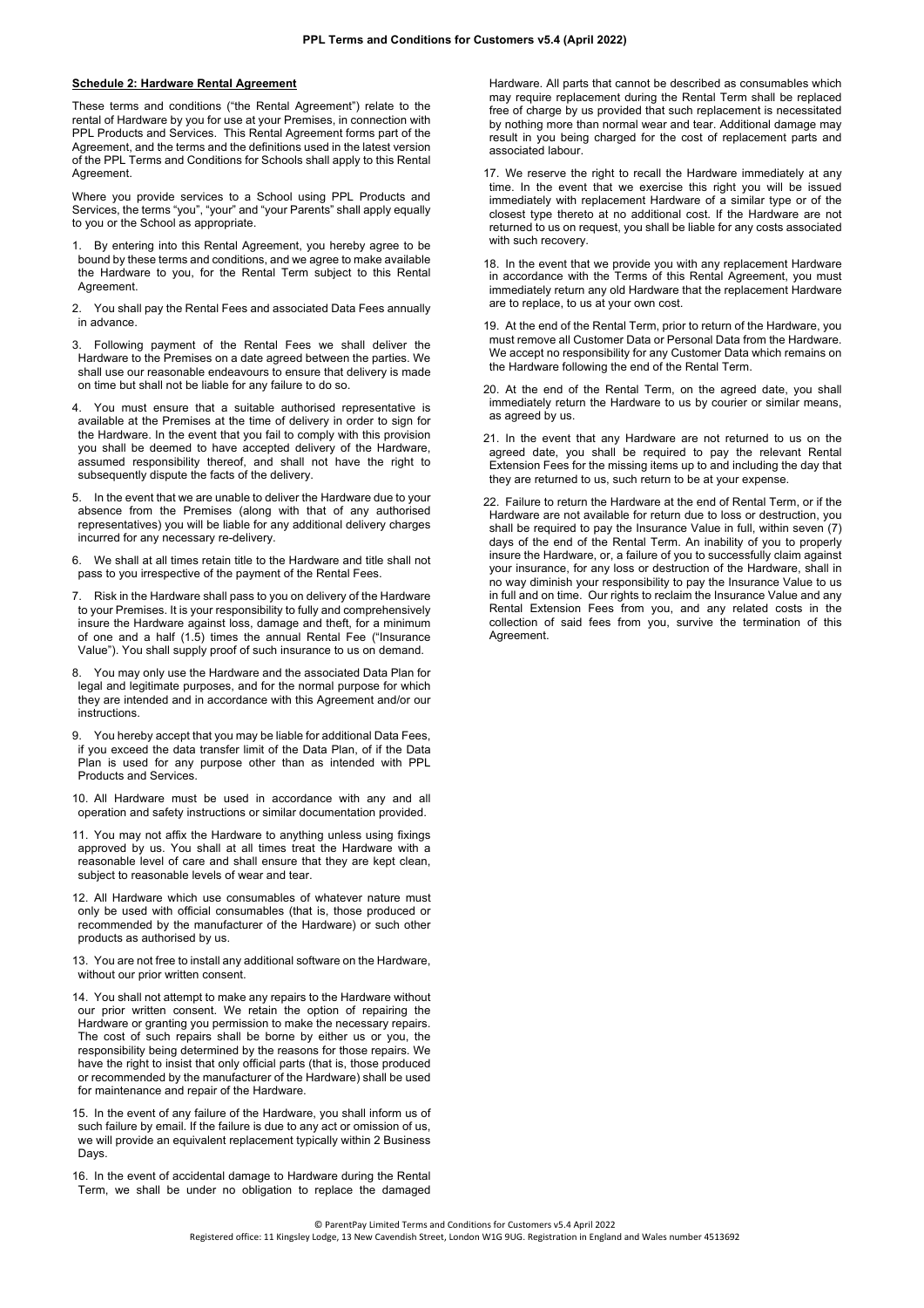**Schedule 2: Hardware Rental Agreement**

These terms and conditions ("the Rental Agreement") relate to the rental of Hardware by you for use at your Premises, in connection with PPL Products and Services. This Rental Agreement forms part of the Agreement, and the terms and the definitions used in the latest version of the PPL Terms and Conditions for Schools shall apply to this Rental Agreement.

Where you provide services to a School using PPL Products and Services, the terms "you", "your" and "your Parents" shall apply equally to you or the School as appropriate.

1. By entering into this Rental Agreement, you hereby agree to be bound by these terms and conditions, and we agree to make available the Hardware to you, for the Rental Term subject to this Rental Agreement.
2. You shall pay the Rental Fees and associated Data Fees annually in advance.
3. Following payment of the Rental Fees we shall deliver the Hardware to the Premises on a date agreed between the parties. We shall use our reasonable endeavours to ensure that delivery is made on time but shall not be liable for any failure to do so.
4. You must ensure that a suitable authorised representative is available at the Premises at the time of delivery in order to sign for the Hardware. In the event that you fail to comply with this provision you shall be deemed to have accepted delivery of the Hardware, assumed responsibility thereof, and shall not have the right to subsequently dispute the facts of the delivery.
5. In the event that we are unable to deliver the Hardware due to your absence from the Premises (along with that of any authorised representatives) you will be liable for any additional delivery charges incurred for any necessary re-delivery.
6. We shall at all times retain title to the Hardware and title shall not pass to you irrespective of the payment of the Rental Fees.
7. Risk in the Hardware shall pass to you on delivery of the Hardware to your Premises. It is your responsibility to fully and comprehensively insure the Hardware against loss, damage and theft, for a minimum of one and a half (1.5) times the annual Rental Fee ("Insurance Value"). You shall supply proof of such insurance to us on demand.
8. You may only use the Hardware and the associated Data Plan for legal and legitimate purposes, and for the normal purpose for which they are intended and in accordance with this Agreement and/or our instructions.
9. You hereby accept that you may be liable for additional Data Fees, if you exceed the data transfer limit of the Data Plan, of if the Data Plan is used for any purpose other than as intended with PPL Products and Services.
10. All Hardware must be used in accordance with any and all operation and safety instructions or similar documentation provided.
11. You may not affix the Hardware to anything unless using fixings approved by us. You shall at all times treat the Hardware with a reasonable level of care and shall ensure that they are kept clean, subject to reasonable levels of wear and tear.
12. All Hardware which use consumables of whatever nature must only be used with official consumables (that is, those produced or recommended by the manufacturer of the Hardware) or such other products as authorised by us.
13. You are not free to install any additional software on the Hardware, without our prior written consent.
14. You shall not attempt to make any repairs to the Hardware without our prior written consent. We retain the option of repairing the Hardware or granting you permission to make the necessary repairs. The cost of such repairs shall be borne by either us or you, the responsibility being determined by the reasons for those repairs. We have the right to insist that only official parts (that is, those produced or recommended by the manufacturer of the Hardware) shall be used for maintenance and repair of the Hardware.
15. In the event of any failure of the Hardware, you shall inform us of such failure by email. If the failure is due to any act or omission of us, we will provide an equivalent replacement typically within 2 Business Days.
16. In the event of accidental damage to Hardware during the Rental Term, we shall be under no obligation to replace the damaged Hardware. All parts that cannot be described as consumables which may require replacement during the Rental Term shall be replaced free of charge by us provided that such replacement is necessitated by nothing more than normal wear and tear. Additional damage may result in you being charged for the cost of replacement parts and associated labour.
17. We reserve the right to recall the Hardware immediately at any time. In the event that we exercise this right you will be issued immediately with replacement Hardware of a similar type or of the closest type thereto at no additional cost. If the Hardware are not returned to us on request, you shall be liable for any costs associated with such recovery.
18. In the event that we provide you with any replacement Hardware in accordance with the Terms of this Rental Agreement, you must immediately return any old Hardware that the replacement Hardware are to replace, to us at your own cost.
19. At the end of the Rental Term, prior to return of the Hardware, you must remove all Customer Data or Personal Data from the Hardware. We accept no responsibility for any Customer Data which remains on the Hardware following the end of the Rental Term.
20. At the end of the Rental Term, on the agreed date, you shall immediately return the Hardware to us by courier or similar means, as agreed by us.
21. In the event that any Hardware are not returned to us on the agreed date, you shall be required to pay the relevant Rental Extension Fees for the missing items up to and including the day that they are returned to us, such return to be at your expense.
22. Failure to return the Hardware at the end of Rental Term, or if the Hardware are not available for return due to loss or destruction, you shall be required to pay the Insurance Value in full, within seven (7) days of the end of the Rental Term. An inability of you to properly insure the Hardware, or, a failure of you to successfully claim against your insurance, for any loss or destruction of the Hardware, shall in no way diminish your responsibility to pay the Insurance Value to us in full and on time. Our rights to reclaim the Insurance Value and any Rental Extension Fees from you, and any related costs in the collection of said fees from you, survive the termination of this Agreement.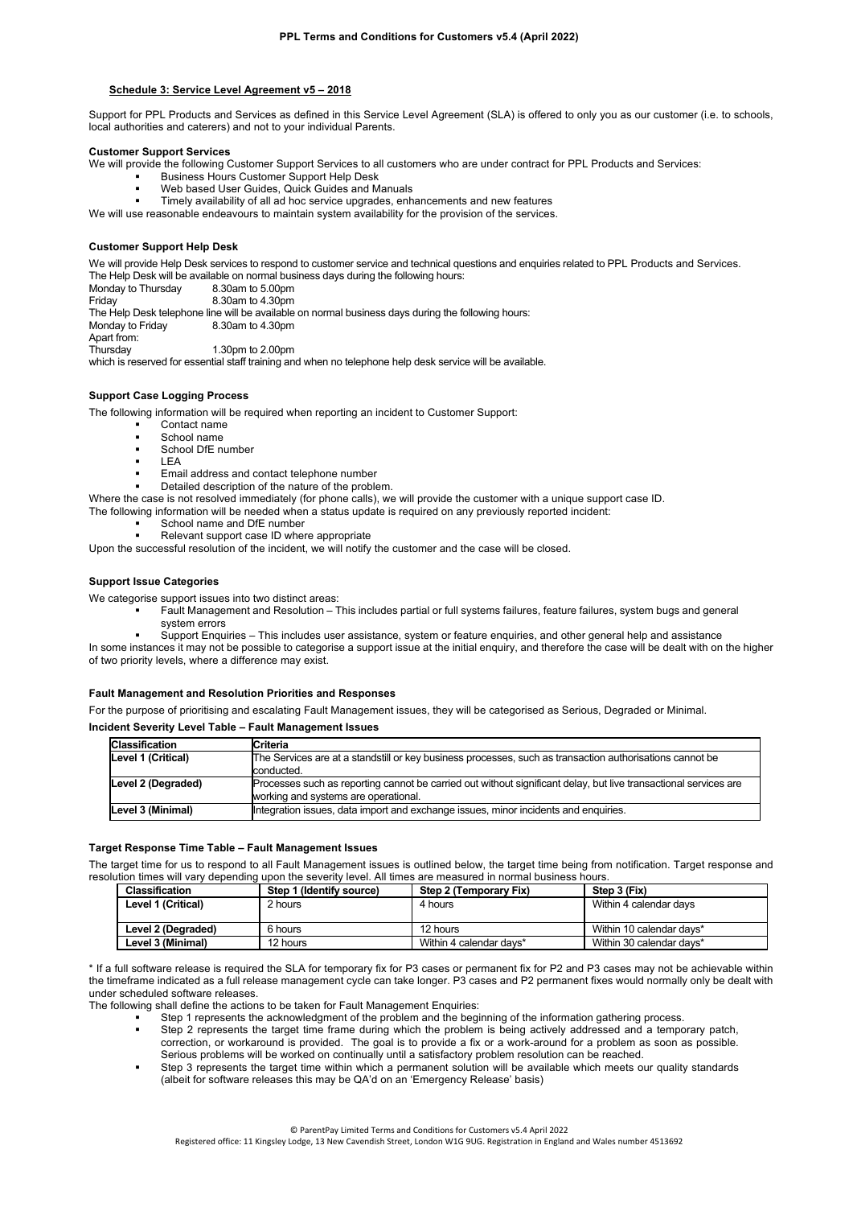### Schedule 3: Service Level Agreement v5 – 2018

Support for PPL Products and Services as defined in this Service Level Agreement (SLA) is offered to only you as our customer (i.e. to schools, local authorities and caterers) and not to your individual Parents.

**Customer Support Services**

We will provide the following Customer Support Services to all customers who are under contract for PPL Products and Services:

- Business Hours Customer Support Help Desk
- Web based User Guides, Quick Guides and Manuals
- Timely availability of all ad hoc service upgrades, enhancements and new features

We will use reasonable endeavours to maintain system availability for the provision of the services.

**Customer Support Help Desk**

We will provide Help Desk services to respond to customer service and technical questions and enquiries related to PPL Products and Services.
The Help Desk will be available on normal business days during the following hours:

Monday to Thursday 8.30am to 5.00pm
Friday 8.30am to 4.30pm

The Help Desk telephone line will be available on normal business days during the following hours:

Monday to Friday 8.30am to 4.30pm
Apart from:
Thursday 1.30pm to 2.00pm

which is reserved for essential staff training and when no telephone help desk service will be available.

**Support Case Logging Process**

The following information will be required when reporting an incident to Customer Support:

- Contact name
- School name
- School DfE number
- LEA
- Email address and contact telephone number
- Detailed description of the nature of the problem.

Where the case is not resolved immediately (for phone calls), we will provide the customer with a unique support case ID.
The following information will be needed when a status update is required on any previously reported incident:

- School name and DfE number
- Relevant support case ID where appropriate

Upon the successful resolution of the incident, we will notify the customer and the case will be closed.

**Support Issue Categories**

We categorise support issues into two distinct areas:

- Fault Management and Resolution – This includes partial or full systems failures, feature failures, system bugs and general system errors
- Support Enquiries – This includes user assistance, system or feature enquiries, and other general help and assistance

In some instances it may not be possible to categorise a support issue at the initial enquiry, and therefore the case will be dealt with on the higher of two priority levels, where a difference may exist.

**Fault Management and Resolution Priorities and Responses**

For the purpose of prioritising and escalating Fault Management issues, they will be categorised as Serious, Degraded or Minimal.

**Incident Severity Level Table – Fault Management Issues**

| Classification | Criteria |
|---|---|
| Level 1 (Critical) | The Services are at a standstill or key business processes, such as transaction authorisations cannot be conducted. |
| Level 2 (Degraded) | Processes such as reporting cannot be carried out without significant delay, but live transactional services are working and systems are operational. |
| Level 3 (Minimal) | Integration issues, data import and exchange issues, minor incidents and enquiries. |

**Target Response Time Table – Fault Management Issues**

The target time for us to respond to all Fault Management issues is outlined below, the target time being from notification. Target response and resolution times will vary depending upon the severity level. All times are measured in normal business hours.

| Classification | Step 1 (Identify source) | Step 2 (Temporary Fix) | Step 3 (Fix) |
|---|---|---|---|
| Level 1 (Critical) | 2 hours | 4 hours | Within 4 calendar days |
| Level 2 (Degraded) | 6 hours | 12 hours | Within 10 calendar days* |
| Level 3 (Minimal) | 12 hours | Within 4 calendar days* | Within 30 calendar days* |

\* If a full software release is required the SLA for temporary fix for P3 cases or permanent fix for P2 and P3 cases may not be achievable within the timeframe indicated as a full release management cycle can take longer. P3 cases and P2 permanent fixes would normally only be dealt with under scheduled software releases.

The following shall define the actions to be taken for Fault Management Enquiries:

- Step 1 represents the acknowledgment of the problem and the beginning of the information gathering process.
- Step 2 represents the target time frame during which the problem is being actively addressed and a temporary patch, correction, or workaround is provided. The goal is to provide a fix or a work-around for a problem as soon as possible. Serious problems will be worked on continually until a satisfactory problem resolution can be reached.
- Step 3 represents the target time within which a permanent solution will be available which meets our quality standards (albeit for software releases this may be QA'd on an 'Emergency Release' basis)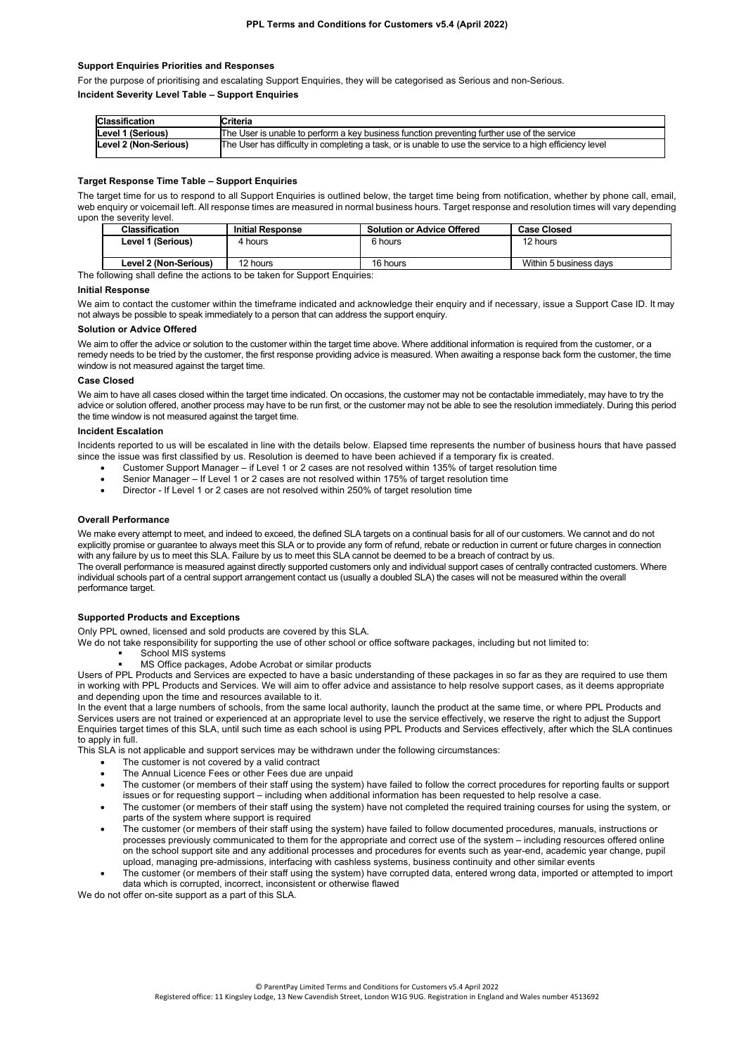### Support Enquiries Priorities and Responses

For the purpose of prioritising and escalating Support Enquiries, they will be categorised as Serious and non-Serious.

**Incident Severity Level Table – Support Enquiries**

| Classification | Criteria |
|---|---|
| **Level 1 (Serious)** | The User is unable to perform a key business function preventing further use of the service |
| **Level 2 (Non-Serious)** | The User has difficulty in completing a task, or is unable to use the service to a high efficiency level |

### Target Response Time Table – Support Enquiries

The target time for us to respond to all Support Enquiries is outlined below, the target time being from notification, whether by phone call, email, web enquiry or voicemail left. All response times are measured in normal business hours. Target response and resolution times will vary depending upon the severity level.

| Classification | Initial Response | Solution or Advice Offered | Case Closed |
|---|---|---|---|
| **Level 1 (Serious)** | 4 hours | 6 hours | 12 hours |
| **Level 2 (Non-Serious)** | 12 hours | 16 hours | Within 5 business days |

The following shall define the actions to be taken for Support Enquiries:

**Initial Response**

We aim to contact the customer within the timeframe indicated and acknowledge their enquiry and if necessary, issue a Support Case ID. It may not always be possible to speak immediately to a person that can address the support enquiry.

**Solution or Advice Offered**

We aim to offer the advice or solution to the customer within the target time above. Where additional information is required from the customer, or a remedy needs to be tried by the customer, the first response providing advice is measured. When awaiting a response back form the customer, the time window is not measured against the target time.

**Case Closed**

We aim to have all cases closed within the target time indicated. On occasions, the customer may not be contactable immediately, may have to try the advice or solution offered, another process may have to be run first, or the customer may not be able to see the resolution immediately. During this period the time window is not measured against the target time.

**Incident Escalation**

Incidents reported to us will be escalated in line with the details below. Elapsed time represents the number of business hours that have passed since the issue was first classified by us. Resolution is deemed to have been achieved if a temporary fix is created.

- Customer Support Manager – if Level 1 or 2 cases are not resolved within 135% of target resolution time
- Senior Manager – If Level 1 or 2 cases are not resolved within 175% of target resolution time
- Director - If Level 1 or 2 cases are not resolved within 250% of target resolution time

### Overall Performance

We make every attempt to meet, and indeed to exceed, the defined SLA targets on a continual basis for all of our customers. We cannot and do not explicitly promise or guarantee to always meet this SLA or to provide any form of refund, rebate or reduction in current or future charges in connection with any failure by us to meet this SLA. Failure by us to meet this SLA cannot be deemed to be a breach of contract by us.

The overall performance is measured against directly supported customers only and individual support cases of centrally contracted customers. Where individual schools part of a central support arrangement contact us (usually a doubled SLA) the cases will not be measured within the overall performance target.

### Supported Products and Exceptions

Only PPL owned, licensed and sold products are covered by this SLA.

We do not take responsibility for supporting the use of other school or office software packages, including but not limited to:

- School MIS systems
- MS Office packages, Adobe Acrobat or similar products

Users of PPL Products and Services are expected to have a basic understanding of these packages in so far as they are required to use them in working with PPL Products and Services. We will aim to offer advice and assistance to help resolve support cases, as it deems appropriate and depending upon the time and resources available to it.

In the event that a large numbers of schools, from the same local authority, launch the product at the same time, or where PPL Products and Services users are not trained or experienced at an appropriate level to use the service effectively, we reserve the right to adjust the Support Enquiries target times of this SLA, until such time as each school is using PPL Products and Services effectively, after which the SLA continues to apply in full.

This SLA is not applicable and support services may be withdrawn under the following circumstances:

- The customer is not covered by a valid contract
- The Annual Licence Fees or other Fees due are unpaid
- The customer (or members of their staff using the system) have failed to follow the correct procedures for reporting faults or support issues or for requesting support – including when additional information has been requested to help resolve a case.
- The customer (or members of their staff using the system) have not completed the required training courses for using the system, or parts of the system where support is required
- The customer (or members of their staff using the system) have failed to follow documented procedures, manuals, instructions or processes previously communicated to them for the appropriate and correct use of the system – including resources offered online on the school support site and any additional processes and procedures for events such as year-end, academic year change, pupil upload, managing pre-admissions, interfacing with cashless systems, business continuity and other similar events
- The customer (or members of their staff using the system) have corrupted data, entered wrong data, imported or attempted to import data which is corrupted, incorrect, inconsistent or otherwise flawed

We do not offer on-site support as a part of this SLA.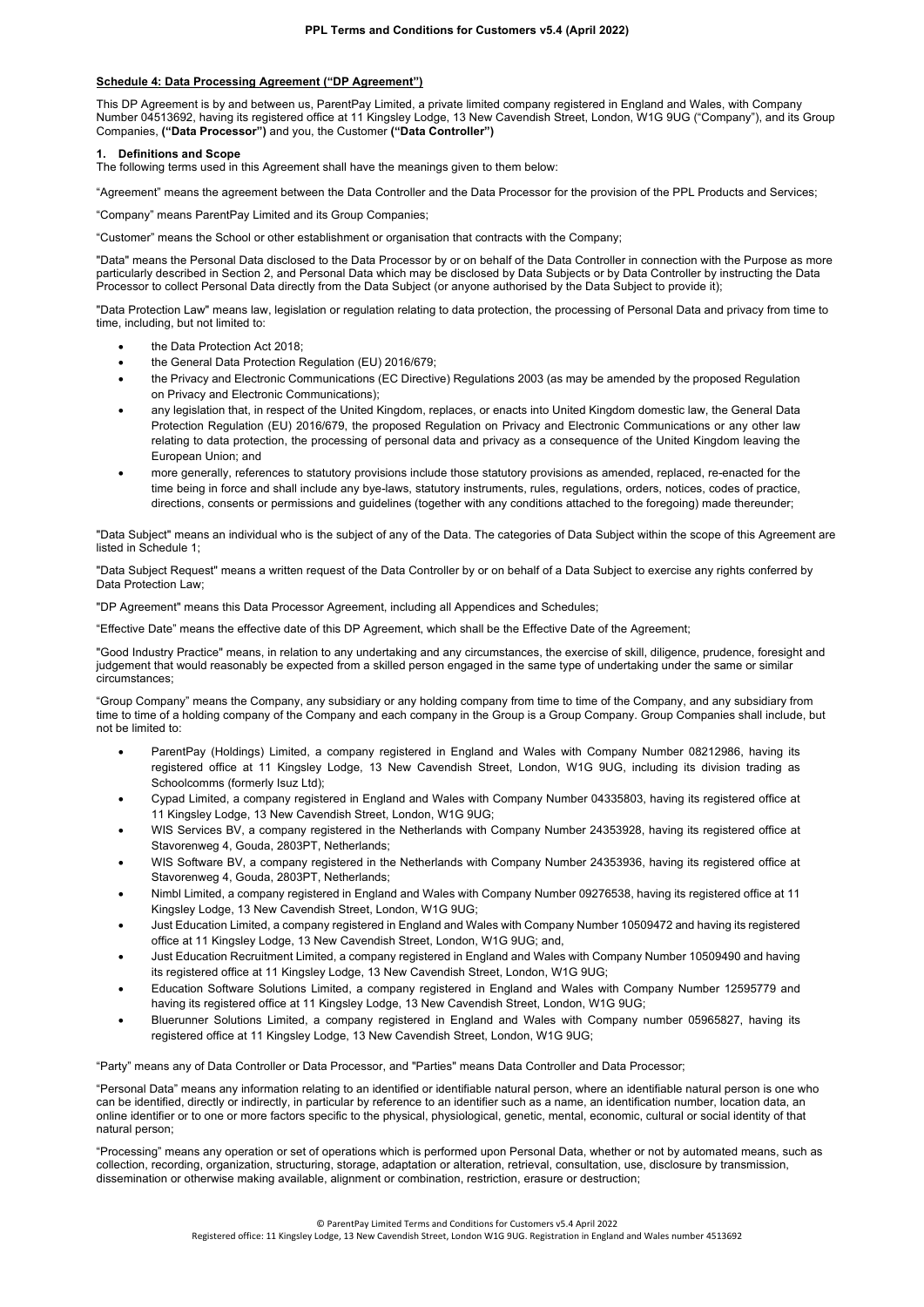**Schedule 4: Data Processing Agreement ("DP Agreement")**

This DP Agreement is by and between us, ParentPay Limited, a private limited company registered in England and Wales, with Company Number 04513692, having its registered office at 11 Kingsley Lodge, 13 New Cavendish Street, London, W1G 9UG ("Company"), and its Group Companies, **("Data Processor")** and you, the Customer **("Data Controller")**

**1. Definitions and Scope**

The following terms used in this Agreement shall have the meanings given to them below:

"Agreement" means the agreement between the Data Controller and the Data Processor for the provision of the PPL Products and Services;

"Company" means ParentPay Limited and its Group Companies;

"Customer" means the School or other establishment or organisation that contracts with the Company;

"Data" means the Personal Data disclosed to the Data Processor by or on behalf of the Data Controller in connection with the Purpose as more particularly described in Section 2, and Personal Data which may be disclosed by Data Subjects or by Data Controller by instructing the Data Processor to collect Personal Data directly from the Data Subject (or anyone authorised by the Data Subject to provide it);

"Data Protection Law" means law, legislation or regulation relating to data protection, the processing of Personal Data and privacy from time to time, including, but not limited to:

- the Data Protection Act 2018;
- the General Data Protection Regulation (EU) 2016/679;
- the Privacy and Electronic Communications (EC Directive) Regulations 2003 (as may be amended by the proposed Regulation on Privacy and Electronic Communications);
- any legislation that, in respect of the United Kingdom, replaces, or enacts into United Kingdom domestic law, the General Data Protection Regulation (EU) 2016/679, the proposed Regulation on Privacy and Electronic Communications or any other law relating to data protection, the processing of personal data and privacy as a consequence of the United Kingdom leaving the European Union; and
- more generally, references to statutory provisions include those statutory provisions as amended, replaced, re-enacted for the time being in force and shall include any bye-laws, statutory instruments, rules, regulations, orders, notices, codes of practice, directions, consents or permissions and guidelines (together with any conditions attached to the foregoing) made thereunder;

"Data Subject" means an individual who is the subject of any of the Data. The categories of Data Subject within the scope of this Agreement are listed in Schedule 1;

"Data Subject Request" means a written request of the Data Controller by or on behalf of a Data Subject to exercise any rights conferred by Data Protection Law;

"DP Agreement" means this Data Processor Agreement, including all Appendices and Schedules;

"Effective Date" means the effective date of this DP Agreement, which shall be the Effective Date of the Agreement;

"Good Industry Practice" means, in relation to any undertaking and any circumstances, the exercise of skill, diligence, prudence, foresight and judgement that would reasonably be expected from a skilled person engaged in the same type of undertaking under the same or similar circumstances;

"Group Company" means the Company, any subsidiary or any holding company from time to time of the Company, and any subsidiary from time to time of a holding company of the Company and each company in the Group is a Group Company. Group Companies shall include, but not be limited to:

- ParentPay (Holdings) Limited, a company registered in England and Wales with Company Number 08212986, having its registered office at 11 Kingsley Lodge, 13 New Cavendish Street, London, W1G 9UG, including its division trading as Schoolcomms (formerly Isuz Ltd);
- Cypad Limited, a company registered in England and Wales with Company Number 04335803, having its registered office at 11 Kingsley Lodge, 13 New Cavendish Street, London, W1G 9UG;
- WIS Services BV, a company registered in the Netherlands with Company Number 24353928, having its registered office at Stavorenweg 4, Gouda, 2803PT, Netherlands;
- WIS Software BV, a company registered in the Netherlands with Company Number 24353936, having its registered office at Stavorenweg 4, Gouda, 2803PT, Netherlands;
- Nimbl Limited, a company registered in England and Wales with Company Number 09276538, having its registered office at 11 Kingsley Lodge, 13 New Cavendish Street, London, W1G 9UG;
- Just Education Limited, a company registered in England and Wales with Company Number 10509472 and having its registered office at 11 Kingsley Lodge, 13 New Cavendish Street, London, W1G 9UG; and,
- Just Education Recruitment Limited, a company registered in England and Wales with Company Number 10509490 and having its registered office at 11 Kingsley Lodge, 13 New Cavendish Street, London, W1G 9UG;
- Education Software Solutions Limited, a company registered in England and Wales with Company Number 12595779 and having its registered office at 11 Kingsley Lodge, 13 New Cavendish Street, London, W1G 9UG;
- Bluerunner Solutions Limited, a company registered in England and Wales with Company number 05965827, having its registered office at 11 Kingsley Lodge, 13 New Cavendish Street, London, W1G 9UG;

"Party" means any of Data Controller or Data Processor, and "Parties" means Data Controller and Data Processor;

"Personal Data" means any information relating to an identified or identifiable natural person, where an identifiable natural person is one who can be identified, directly or indirectly, in particular by reference to an identifier such as a name, an identification number, location data, an online identifier or to one or more factors specific to the physical, physiological, genetic, mental, economic, cultural or social identity of that natural person;

"Processing" means any operation or set of operations which is performed upon Personal Data, whether or not by automated means, such as collection, recording, organization, structuring, storage, adaptation or alteration, retrieval, consultation, use, disclosure by transmission, dissemination or otherwise making available, alignment or combination, restriction, erasure or destruction;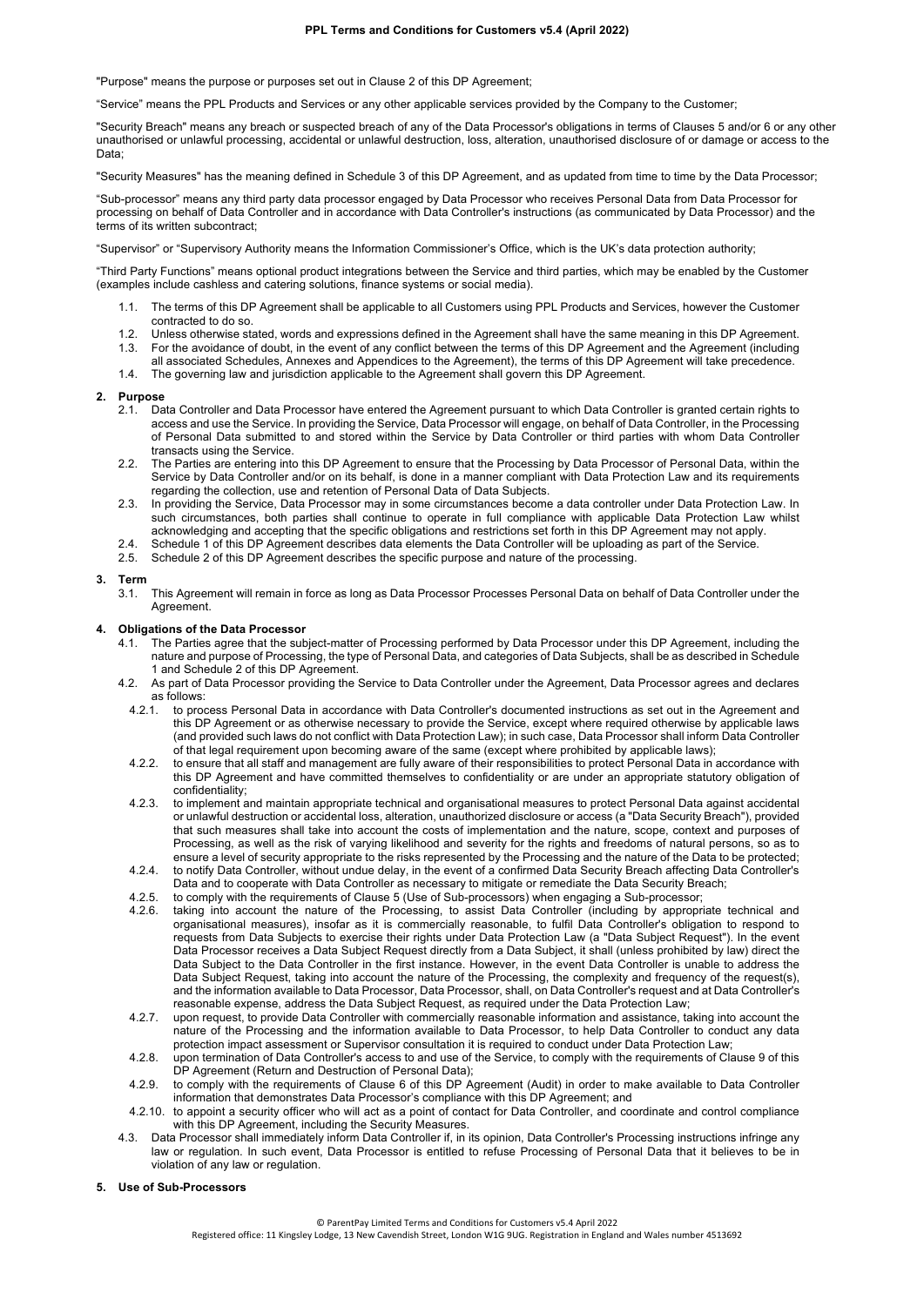"Purpose" means the purpose or purposes set out in Clause 2 of this DP Agreement;

"Service" means the PPL Products and Services or any other applicable services provided by the Company to the Customer;

"Security Breach" means any breach or suspected breach of any of the Data Processor's obligations in terms of Clauses 5 and/or 6 or any other unauthorised or unlawful processing, accidental or unlawful destruction, loss, alteration, unauthorised disclosure of or damage or access to the Data;

"Security Measures" has the meaning defined in Schedule 3 of this DP Agreement, and as updated from time to time by the Data Processor;

"Sub-processor" means any third party data processor engaged by Data Processor who receives Personal Data from Data Processor for processing on behalf of Data Controller and in accordance with Data Controller's instructions (as communicated by Data Processor) and the terms of its written subcontract;

"Supervisor" or "Supervisory Authority means the Information Commissioner's Office, which is the UK's data protection authority;

"Third Party Functions" means optional product integrations between the Service and third parties, which may be enabled by the Customer (examples include cashless and catering solutions, finance systems or social media).

1.1. The terms of this DP Agreement shall be applicable to all Customers using PPL Products and Services, however the Customer contracted to do so.
1.2. Unless otherwise stated, words and expressions defined in the Agreement shall have the same meaning in this DP Agreement.
1.3. For the avoidance of doubt, in the event of any conflict between the terms of this DP Agreement and the Agreement (including all associated Schedules, Annexes and Appendices to the Agreement), the terms of this DP Agreement will take precedence.
1.4. The governing law and jurisdiction applicable to the Agreement shall govern this DP Agreement.

**2. Purpose**

2.1. Data Controller and Data Processor have entered the Agreement pursuant to which Data Controller is granted certain rights to access and use the Service. In providing the Service, Data Processor will engage, on behalf of Data Controller, in the Processing of Personal Data submitted to and stored within the Service by Data Controller or third parties with whom Data Controller transacts using the Service.
2.2. The Parties are entering into this DP Agreement to ensure that the Processing by Data Processor of Personal Data, within the Service by Data Controller and/or on its behalf, is done in a manner compliant with Data Protection Law and its requirements regarding the collection, use and retention of Personal Data of Data Subjects.
2.3. In providing the Service, Data Processor may in some circumstances become a data controller under Data Protection Law. In such circumstances, both parties shall continue to operate in full compliance with applicable Data Protection Law whilst acknowledging and accepting that the specific obligations and restrictions set forth in this DP Agreement may not apply.
2.4. Schedule 1 of this DP Agreement describes data elements the Data Controller will be uploading as part of the Service.
2.5. Schedule 2 of this DP Agreement describes the specific purpose and nature of the processing.

**3. Term**

3.1. This Agreement will remain in force as long as Data Processor Processes Personal Data on behalf of Data Controller under the Agreement.

**4. Obligations of the Data Processor**

4.1. The Parties agree that the subject-matter of Processing performed by Data Processor under this DP Agreement, including the nature and purpose of Processing, the type of Personal Data, and categories of Data Subjects, shall be as described in Schedule 1 and Schedule 2 of this DP Agreement.
4.2. As part of Data Processor providing the Service to Data Controller under the Agreement, Data Processor agrees and declares as follows:
   4.2.1. to process Personal Data in accordance with Data Controller's documented instructions as set out in the Agreement and this DP Agreement or as otherwise necessary to provide the Service, except where required otherwise by applicable laws (and provided such laws do not conflict with Data Protection Law); in such case, Data Processor shall inform Data Controller of that legal requirement upon becoming aware of the same (except where prohibited by applicable laws);
   4.2.2. to ensure that all staff and management are fully aware of their responsibilities to protect Personal Data in accordance with this DP Agreement and have committed themselves to confidentiality or are under an appropriate statutory obligation of confidentiality;
   4.2.3. to implement and maintain appropriate technical and organisational measures to protect Personal Data against accidental or unlawful destruction or accidental loss, alteration, unauthorized disclosure or access (a "Data Security Breach"), provided that such measures shall take into account the costs of implementation and the nature, scope, context and purposes of Processing, as well as the risk of varying likelihood and severity for the rights and freedoms of natural persons, so as to ensure a level of security appropriate to the risks represented by the Processing and the nature of the Data to be protected;
   4.2.4. to notify Data Controller, without undue delay, in the event of a confirmed Data Security Breach affecting Data Controller's Data and to cooperate with Data Controller as necessary to mitigate or remediate the Data Security Breach;
   4.2.5. to comply with the requirements of Clause 5 (Use of Sub-processors) when engaging a Sub-processor;
   4.2.6. taking into account the nature of the Processing, to assist Data Controller (including by appropriate technical and organisational measures), insofar as it is commercially reasonable, to fulfil Data Controller's obligation to respond to requests from Data Subjects to exercise their rights under Data Protection Law (a "Data Subject Request"). In the event Data Processor receives a Data Subject Request directly from a Data Subject, it shall (unless prohibited by law) direct the Data Subject to the Data Controller in the first instance. However, in the event Data Controller is unable to address the Data Subject Request, taking into account the nature of the Processing, the complexity and frequency of the request(s), and the information available to Data Processor, Data Processor, shall, on Data Controller's request and at Data Controller's reasonable expense, address the Data Subject Request, as required under the Data Protection Law;
   4.2.7. upon request, to provide Data Controller with commercially reasonable information and assistance, taking into account the nature of the Processing and the information available to Data Processor, to help Data Controller to conduct any data protection impact assessment or Supervisor consultation it is required to conduct under Data Protection Law;
   4.2.8. upon termination of Data Controller's access to and use of the Service, to comply with the requirements of Clause 9 of this DP Agreement (Return and Destruction of Personal Data);
   4.2.9. to comply with the requirements of Clause 6 of this DP Agreement (Audit) in order to make available to Data Controller information that demonstrates Data Processor's compliance with this DP Agreement; and
   4.2.10. to appoint a security officer who will act as a point of contact for Data Controller, and coordinate and control compliance with this DP Agreement, including the Security Measures.
4.3. Data Processor shall immediately inform Data Controller if, in its opinion, Data Controller's Processing instructions infringe any law or regulation. In such event, Data Processor is entitled to refuse Processing of Personal Data that it believes to be in violation of any law or regulation.

**5. Use of Sub-Processors**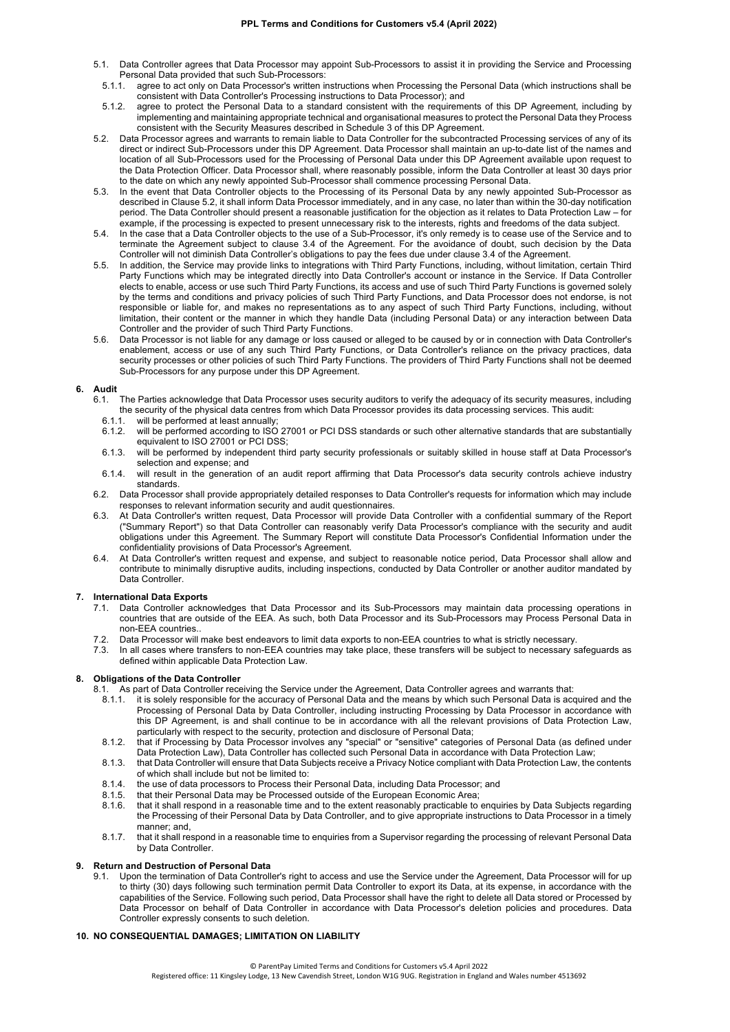5.1. Data Controller agrees that Data Processor may appoint Sub-Processors to assist it in providing the Service and Processing Personal Data provided that such Sub-Processors:

5.1.1. agree to act only on Data Processor's written instructions when Processing the Personal Data (which instructions shall be consistent with Data Controller's Processing instructions to Data Processor); and

5.1.2. agree to protect the Personal Data to a standard consistent with the requirements of this DP Agreement, including by implementing and maintaining appropriate technical and organisational measures to protect the Personal Data they Process consistent with the Security Measures described in Schedule 3 of this DP Agreement.

5.2. Data Processor agrees and warrants to remain liable to Data Controller for the subcontracted Processing services of any of its direct or indirect Sub-Processors under this DP Agreement. Data Processor shall maintain an up-to-date list of the names and location of all Sub-Processors used for the Processing of Personal Data under this DP Agreement available upon request to the Data Protection Officer. Data Processor shall, where reasonably possible, inform the Data Controller at least 30 days prior to the date on which any newly appointed Sub-Processor shall commence processing Personal Data.

5.3. In the event that Data Controller objects to the Processing of its Personal Data by any newly appointed Sub-Processor as described in Clause 5.2, it shall inform Data Processor immediately, and in any case, no later than within the 30-day notification period. The Data Controller should present a reasonable justification for the objection as it relates to Data Protection Law – for example, if the processing is expected to present unnecessary risk to the interests, rights and freedoms of the data subject.

5.4. In the case that a Data Controller objects to the use of a Sub-Processor, it's only remedy is to cease use of the Service and to terminate the Agreement subject to clause 3.4 of the Agreement. For the avoidance of doubt, such decision by the Data Controller will not diminish Data Controller's obligations to pay the fees due under clause 3.4 of the Agreement.

5.5. In addition, the Service may provide links to integrations with Third Party Functions, including, without limitation, certain Third Party Functions which may be integrated directly into Data Controller's account or instance in the Service. If Data Controller elects to enable, access or use such Third Party Functions, its access and use of such Third Party Functions is governed solely by the terms and conditions and privacy policies of such Third Party Functions, and Data Processor does not endorse, is not responsible or liable for, and makes no representations as to any aspect of such Third Party Functions, including, without limitation, their content or the manner in which they handle Data (including Personal Data) or any interaction between Data Controller and the provider of such Third Party Functions.

5.6. Data Processor is not liable for any damage or loss caused or alleged to be caused by or in connection with Data Controller's enablement, access or use of any such Third Party Functions, or Data Controller's reliance on the privacy practices, data security processes or other policies of such Third Party Functions. The providers of Third Party Functions shall not be deemed Sub-Processors for any purpose under this DP Agreement.

## 6. Audit

6.1. The Parties acknowledge that Data Processor uses security auditors to verify the adequacy of its security measures, including the security of the physical data centres from which Data Processor provides its data processing services. This audit:

6.1.1. will be performed at least annually;

6.1.2. will be performed according to ISO 27001 or PCI DSS standards or such other alternative standards that are substantially equivalent to ISO 27001 or PCI DSS;

6.1.3. will be performed by independent third party security professionals or suitably skilled in house staff at Data Processor's selection and expense; and

6.1.4. will result in the generation of an audit report affirming that Data Processor's data security controls achieve industry standards.

6.2. Data Processor shall provide appropriately detailed responses to Data Controller's requests for information which may include responses to relevant information security and audit questionnaires.

6.3. At Data Controller's written request, Data Processor will provide Data Controller with a confidential summary of the Report ("Summary Report") so that Data Controller can reasonably verify Data Processor's compliance with the security and audit obligations under this Agreement. The Summary Report will constitute Data Processor's Confidential Information under the confidentiality provisions of Data Processor's Agreement.

6.4. At Data Controller's written request and expense, and subject to reasonable notice period, Data Processor shall allow and contribute to minimally disruptive audits, including inspections, conducted by Data Controller or another auditor mandated by Data Controller.

## 7. International Data Exports

7.1. Data Controller acknowledges that Data Processor and its Sub-Processors may maintain data processing operations in countries that are outside of the EEA. As such, both Data Processor and its Sub-Processors may Process Personal Data in non-EEA countries..

7.2. Data Processor will make best endeavors to limit data exports to non-EEA countries to what is strictly necessary.

7.3. In all cases where transfers to non-EEA countries may take place, these transfers will be subject to necessary safeguards as defined within applicable Data Protection Law.

## 8. Obligations of the Data Controller

8.1. As part of Data Controller receiving the Service under the Agreement, Data Controller agrees and warrants that:

8.1.1. it is solely responsible for the accuracy of Personal Data and the means by which such Personal Data is acquired and the Processing of Personal Data by Data Controller, including instructing Processing by Data Processor in accordance with this DP Agreement, is and shall continue to be in accordance with all the relevant provisions of Data Protection Law, particularly with respect to the security, protection and disclosure of Personal Data;

8.1.2. that if Processing by Data Processor involves any "special" or "sensitive" categories of Personal Data (as defined under Data Protection Law), Data Controller has collected such Personal Data in accordance with Data Protection Law;

8.1.3. that Data Controller will ensure that Data Subjects receive a Privacy Notice compliant with Data Protection Law, the contents of which shall include but not be limited to:

8.1.4. the use of data processors to Process their Personal Data, including Data Processor; and

8.1.5. that their Personal Data may be Processed outside of the European Economic Area;

8.1.6. that it shall respond in a reasonable time and to the extent reasonably practicable to enquiries by Data Subjects regarding the Processing of their Personal Data by Data Controller, and to give appropriate instructions to Data Processor in a timely manner; and,

8.1.7. that it shall respond in a reasonable time to enquiries from a Supervisor regarding the processing of relevant Personal Data by Data Controller.

## 9. Return and Destruction of Personal Data

9.1. Upon the termination of Data Controller's right to access and use the Service under the Agreement, Data Processor will for up to thirty (30) days following such termination permit Data Controller to export its Data, at its expense, in accordance with the capabilities of the Service. Following such period, Data Processor shall have the right to delete all Data stored or Processed by Data Processor on behalf of Data Controller in accordance with Data Processor's deletion policies and procedures. Data Controller expressly consents to such deletion.

## 10. NO CONSEQUENTIAL DAMAGES; LIMITATION ON LIABILITY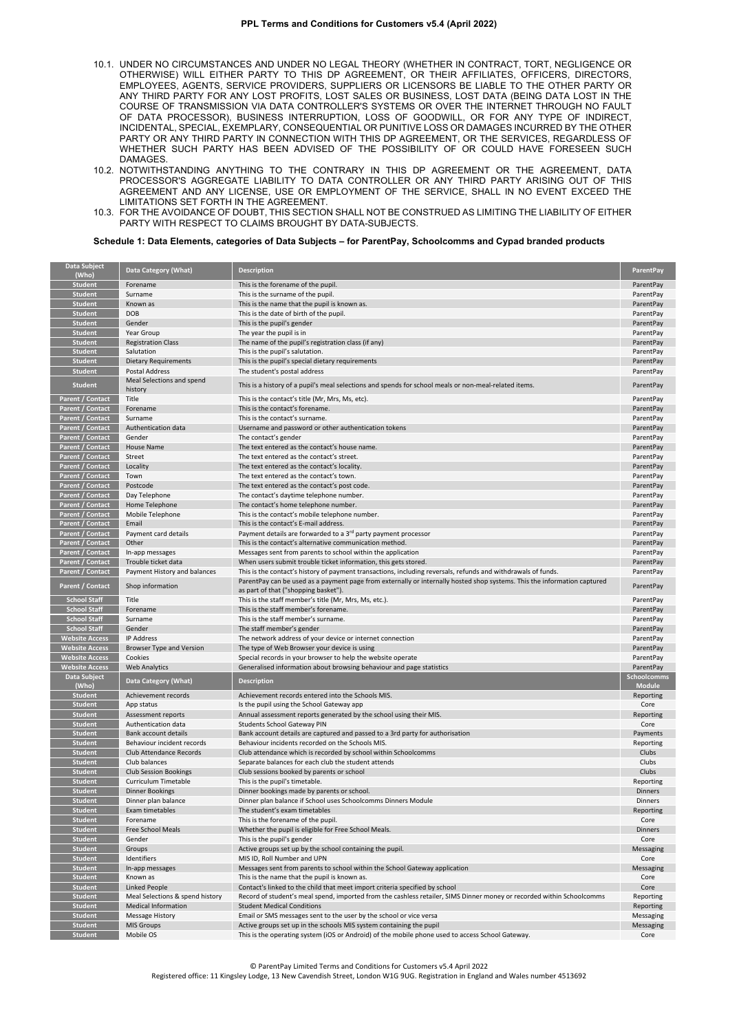10.1. UNDER NO CIRCUMSTANCES AND UNDER NO LEGAL THEORY (WHETHER IN CONTRACT, TORT, NEGLIGENCE OR OTHERWISE) WILL EITHER PARTY TO THIS DP AGREEMENT, OR THEIR AFFILIATES, OFFICERS, DIRECTORS, EMPLOYEES, AGENTS, SERVICE PROVIDERS, SUPPLIERS OR LICENSORS BE LIABLE TO THE OTHER PARTY OR ANY THIRD PARTY FOR ANY LOST PROFITS, LOST SALES OR BUSINESS, LOST DATA (BEING DATA LOST IN THE COURSE OF TRANSMISSION VIA DATA CONTROLLER'S SYSTEMS OR OVER THE INTERNET THROUGH NO FAULT OF DATA PROCESSOR), BUSINESS INTERRUPTION, LOSS OF GOODWILL, OR FOR ANY TYPE OF INDIRECT, INCIDENTAL, SPECIAL, EXEMPLARY, CONSEQUENTIAL OR PUNITIVE LOSS OR DAMAGES INCURRED BY THE OTHER PARTY OR ANY THIRD PARTY IN CONNECTION WITH THIS DP AGREEMENT, OR THE SERVICES, REGARDLESS OF WHETHER SUCH PARTY HAS BEEN ADVISED OF THE POSSIBILITY OF OR COULD HAVE FORESEEN SUCH DAMAGES.

10.2. NOTWITHSTANDING ANYTHING TO THE CONTRARY IN THIS DP AGREEMENT OR THE AGREEMENT, DATA PROCESSOR'S AGGREGATE LIABILITY TO DATA CONTROLLER OR ANY THIRD PARTY ARISING OUT OF THIS AGREEMENT AND ANY LICENSE, USE OR EMPLOYMENT OF THE SERVICE, SHALL IN NO EVENT EXCEED THE LIMITATIONS SET FORTH IN THE AGREEMENT.

10.3. FOR THE AVOIDANCE OF DOUBT, THIS SECTION SHALL NOT BE CONSTRUED AS LIMITING THE LIABILITY OF EITHER PARTY WITH RESPECT TO CLAIMS BROUGHT BY DATA-SUBJECTS.

**Schedule 1: Data Elements, categories of Data Subjects – for ParentPay, Schoolcomms and Cypad branded products**

| Data Subject (Who) | Data Category (What) | Description | ParentPay |
|---|---|---|---|
| Student | Forename | This is the forename of the pupil. | ParentPay |
| Student | Surname | This is the surname of the pupil. | ParentPay |
| Student | Known as | This is the name that the pupil is known as. | ParentPay |
| Student | DOB | This is the date of birth of the pupil. | ParentPay |
| Student | Gender | This is the pupil's gender | ParentPay |
| Student | Year Group | The year the pupil is in | ParentPay |
| Student | Registration Class | The name of the pupil's registration class (if any) | ParentPay |
| Student | Salutation | This is the pupil's salutation. | ParentPay |
| Student | Dietary Requirements | This is the pupil's special dietary requirements | ParentPay |
| Student | Postal Address | The student's postal address | ParentPay |
| Student | Meal Selections and spend history | This is a history of a pupil's meal selections and spends for school meals or non-meal-related items. | ParentPay |
| Parent / Contact | Title | This is the contact's title (Mr, Mrs, Ms, etc). | ParentPay |
| Parent / Contact | Forename | This is the contact's forename. | ParentPay |
| Parent / Contact | Surname | This is the contact's surname. | ParentPay |
| Parent / Contact | Authentication data | Username and password or other authentication tokens | ParentPay |
| Parent / Contact | Gender | The contact's gender | ParentPay |
| Parent / Contact | House Name | The text entered as the contact's house name. | ParentPay |
| Parent / Contact | Street | The text entered as the contact's street. | ParentPay |
| Parent / Contact | Locality | The text entered as the contact's locality. | ParentPay |
| Parent / Contact | Town | The text entered as the contact's town. | ParentPay |
| Parent / Contact | Postcode | The text entered as the contact's post code. | ParentPay |
| Parent / Contact | Day Telephone | The contact's daytime telephone number. | ParentPay |
| Parent / Contact | Home Telephone | The contact's home telephone number. | ParentPay |
| Parent / Contact | Mobile Telephone | This is the contact's mobile telephone number. | ParentPay |
| Parent / Contact | Email | This is the contact's E-mail address. | ParentPay |
| Parent / Contact | Payment card details | Payment details are forwarded to a 3rd party payment processor | ParentPay |
| Parent / Contact | Other | This is the contact's alternative communication method. | ParentPay |
| Parent / Contact | In-app messages | Messages sent from parents to school within the application | ParentPay |
| Parent / Contact | Trouble ticket data | When users submit trouble ticket information, this gets stored. | ParentPay |
| Parent / Contact | Payment History and balances | This is the contact's history of payment transactions, including reversals, refunds and withdrawals of funds. | ParentPay |
| Parent / Contact | Shop information | ParentPay can be used as a payment page from externally or internally hosted shop systems. This the information captured as part of that ("shopping basket"). | ParentPay |
| School Staff | Title | This is the staff member's title (Mr, Mrs, Ms, etc.). | ParentPay |
| School Staff | Forename | This is the staff member's forename. | ParentPay |
| School Staff | Surname | This is the staff member's surname. | ParentPay |
| School Staff | Gender | The staff member's gender | ParentPay |
| Website Access | IP Address | The network address of your device or internet connection | ParentPay |
| Website Access | Browser Type and Version | The type of Web Browser your device is using | ParentPay |
| Website Access | Cookies | Special records in your browser to help the website operate | ParentPay |
| Website Access | Web Analytics | Generalised information about browsing behaviour and page statistics | ParentPay |
| **Data Subject (Who)** | **Data Category (What)** | **Description** | **Schoolcomms Module** |
| Student | Achievement records | Achievement records entered into the Schools MIS. | Reporting |
| Student | App status | Is the pupil using the School Gateway app | Core |
| Student | Assessment reports | Annual assessment reports generated by the school using their MIS. | Reporting |
| Student | Authentication data | Students School Gateway PIN | Core |
| Student | Bank account details | Bank account details are captured and passed to a 3rd party for authorisation | Payments |
| Student | Behaviour incident records | Behaviour incidents recorded on the Schools MIS. | Reporting |
| Student | Club Attendance Records | Club attendance which is recorded by school within Schoolcomms | Clubs |
| Student | Club balances | Separate balances for each club the student attends | Clubs |
| Student | Club Session Bookings | Club sessions booked by parents or school | Clubs |
| Student | Curriculum Timetable | This is the pupil's timetable. | Reporting |
| Student | Dinner Bookings | Dinner bookings made by parents or school. | Dinners |
| Student | Dinner plan balance | Dinner plan balance if School uses Schoolcomms Dinners Module | Dinners |
| Student | Exam timetables | The student's exam timetables | Reporting |
| Student | Forename | This is the forename of the pupil. | Core |
| Student | Free School Meals | Whether the pupil is eligible for Free School Meals. | Dinners |
| Student | Gender | This is the pupil's gender | Core |
| Student | Groups | Active groups set up by the school containing the pupil. | Messaging |
| Student | Identifiers | MIS ID, Roll Number and UPN | Core |
| Student | In-app messages | Messages sent from parents to school within the School Gateway application | Messaging |
| Student | Known as | This is the name that the pupil is known as. | Core |
| Student | Linked People | Contact's linked to the child that meet import criteria specified by school | Core |
| Student | Meal Selections & spend history | Record of student's meal spend, imported from the cashless retailer, SIMS Dinner money or recorded within Schoolcomms | Reporting |
| Student | Medical Information | Student Medical Conditions | Reporting |
| Student | Message History | Email or SMS messages sent to the user by the school or vice versa | Messaging |
| Student | MIS Groups | Active groups set up in the schools MIS system containing the pupil | Messaging |
| Student | Mobile OS | This is the operating system (iOS or Android) of the mobile phone used to access School Gateway. | Core |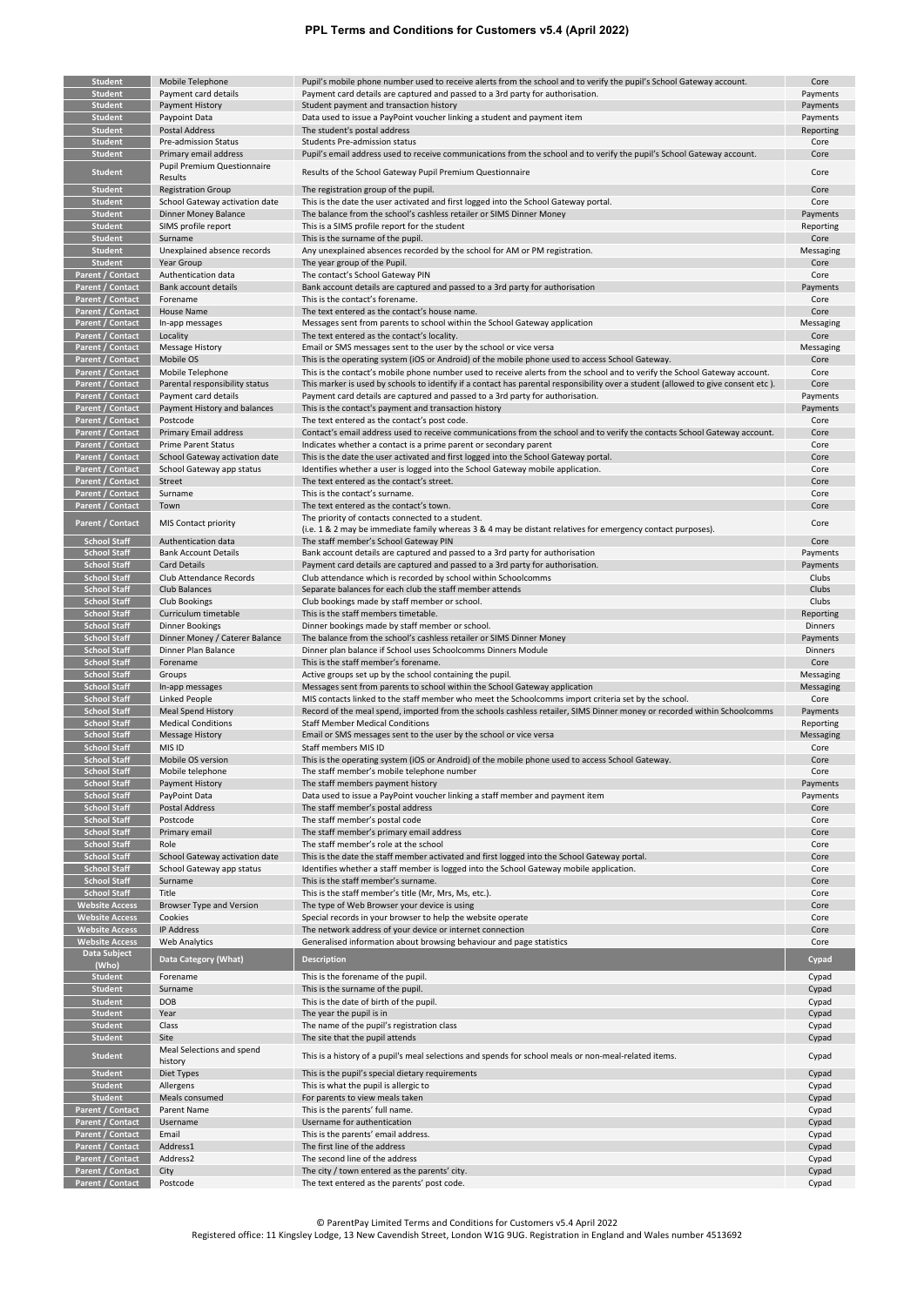| | | | |
|---|---|---|---|
| Student | Mobile Telephone | Pupil's mobile phone number used to receive alerts from the school and to verify the pupil's School Gateway account. | Core |
| Student | Payment card details | Payment card details are captured and passed to a 3rd party for authorisation. | Payments |
| Student | Payment History | Student payment and transaction history | Payments |
| Student | Paypoint Data | Data used to issue a PayPoint voucher linking a student and payment item | Payments |
| Student | Postal Address | The student's postal address | Reporting |
| Student | Pre-admission Status | Students Pre-admission status | Core |
| Student | Primary email address | Pupil's email address used to receive communications from the school and to verify the pupil's School Gateway account. | Core |
| Student | Pupil Premium Questionnaire Results | Results of the School Gateway Pupil Premium Questionnaire | Core |
| Student | Registration Group | The registration group of the pupil. | Core |
| Student | School Gateway activation date | This is the date the user activated and first logged into the School Gateway portal. | Core |
| Student | Dinner Money Balance | The balance from the school's cashless retailer or SIMS Dinner Money | Payments |
| Student | SIMS profile report | This is a SIMS profile report for the student | Reporting |
| Student | Surname | This is the surname of the pupil. | Core |
| Student | Unexplained absence records | Any unexplained absences recorded by the school for AM or PM registration. | Messaging |
| Student | Year Group | The year group of the Pupil. | Core |
| Parent / Contact | Authentication data | The contact's School Gateway PIN | Core |
| Parent / Contact | Bank account details | Bank account details are captured and passed to a 3rd party for authorisation | Payments |
| Parent / Contact | Forename | This is the contact's forename. | Core |
| Parent / Contact | House Name | The text entered as the contact's house name. | Core |
| Parent / Contact | In-app messages | Messages sent from parents to school within the School Gateway application | Messaging |
| Parent / Contact | Locality | The text entered as the contact's locality. | Core |
| Parent / Contact | Message History | Email or SMS messages sent to the user by the school or vice versa | Messaging |
| Parent / Contact | Mobile OS | This is the operating system (iOS or Android) of the mobile phone used to access School Gateway. | Core |
| Parent / Contact | Mobile Telephone | This is the contact's mobile phone number used to receive alerts from the school and to verify the School Gateway account. | Core |
| Parent / Contact | Parental responsibility status | This marker is used by schools to identify if a contact has parental responsibility over a student (allowed to give consent etc ). | Core |
| Parent / Contact | Payment card details | Payment card details are captured and passed to a 3rd party for authorisation. | Payments |
| Parent / Contact | Payment History and balances | This is the contact's payment and transaction history | Payments |
| Parent / Contact | Postcode | The text entered as the contact's post code. | Core |
| Parent / Contact | Primary Email address | Contact's email address used to receive communications from the school and to verify the contacts School Gateway account. | Core |
| Parent / Contact | Prime Parent Status | Indicates whether a contact is a prime parent or secondary parent | Core |
| Parent / Contact | School Gateway activation date | This is the date the user activated and first logged into the School Gateway portal. | Core |
| Parent / Contact | School Gateway app status | Identifies whether a user is logged into the School Gateway mobile application. | Core |
| Parent / Contact | Street | The text entered as the contact's street. | Core |
| Parent / Contact | Surname | This is the contact's surname. | Core |
| Parent / Contact | Town | The text entered as the contact's town. | Core |
| Parent / Contact | MIS Contact priority | The priority of contacts connected to a student.<br>(i.e. 1 & 2 may be immediate family whereas 3 & 4 may be distant relatives for emergency contact purposes). | Core |
| School Staff | Authentication data | The staff member's School Gateway PIN | Core |
| School Staff | Bank Account Details | Bank account details are captured and passed to a 3rd party for authorisation | Payments |
| School Staff | Card Details | Payment card details are captured and passed to a 3rd party for authorisation. | Payments |
| School Staff | Club Attendance Records | Club attendance which is recorded by school within Schoolcomms | Clubs |
| School Staff | Club Balances | Separate balances for each club the staff member attends | Clubs |
| School Staff | Club Bookings | Club bookings made by staff member or school. | Clubs |
| School Staff | Curriculum timetable | This is the staff members timetable. | Reporting |
| School Staff | Dinner Bookings | Dinner bookings made by staff member or school. | Dinners |
| School Staff | Dinner Money / Caterer Balance | The balance from the school's cashless retailer or SIMS Dinner Money | Payments |
| School Staff | Dinner Plan Balance | Dinner plan balance if School uses Schoolcomms Dinners Module | Dinners |
| School Staff | Forename | This is the staff member's forename. | Core |
| School Staff | Groups | Active groups set up by the school containing the pupil. | Messaging |
| School Staff | In-app messages | Messages sent from parents to school within the School Gateway application | Messaging |
| School Staff | Linked People | MIS contacts linked to the staff member who meet the Schoolcomms import criteria set by the school. | Core |
| School Staff | Meal Spend History | Record of the meal spend, imported from the schools cashless retailer, SIMS Dinner money or recorded within Schoolcomms | Payments |
| School Staff | Medical Conditions | Staff Member Medical Conditions | Reporting |
| School Staff | Message History | Email or SMS messages sent to the user by the school or vice versa | Messaging |
| School Staff | MIS ID | Staff members MIS ID | Core |
| School Staff | Mobile OS version | This is the operating system (iOS or Android) of the mobile phone used to access School Gateway. | Core |
| School Staff | Mobile telephone | The staff member's mobile telephone number | Core |
| School Staff | Payment History | The staff members payment history | Payments |
| School Staff | PayPoint Data | Data used to issue a PayPoint voucher linking a staff member and payment item | Payments |
| School Staff | Postal Address | The staff member's postal address | Core |
| School Staff | Postcode | The staff member's postal code | Core |
| School Staff | Primary email | The staff member's primary email address | Core |
| School Staff | Role | The staff member's role at the school | Core |
| School Staff | School Gateway activation date | This is the date the staff member activated and first logged into the School Gateway portal. | Core |
| School Staff | School Gateway app status | Identifies whether a staff member is logged into the School Gateway mobile application. | Core |
| School Staff | Surname | This is the staff member's surname. | Core |
| School Staff | Title | This is the staff member's title (Mr, Mrs, Ms, etc.). | Core |
| Website Access | Browser Type and Version | The type of Web Browser your device is using | Core |
| Website Access | Cookies | Special records in your browser to help the website operate | Core |
| Website Access | IP Address | The network address of your device or internet connection | Core |
| Website Access | Web Analytics | Generalised information about browsing behaviour and page statistics | Core |
| **Data Subject (Who)** | **Data Category (What)** | **Description** | **Cypad** |
| Student | Forename | This is the forename of the pupil. | Cypad |
| Student | Surname | This is the surname of the pupil. | Cypad |
| Student | DOB | This is the date of birth of the pupil. | Cypad |
| Student | Year | The year the pupil is in | Cypad |
| Student | Class | The name of the pupil's registration class | Cypad |
| Student | Site | The site that the pupil attends | Cypad |
| Student | Meal Selections and spend history | This is a history of a pupil's meal selections and spends for school meals or non-meal-related items. | Cypad |
| Student | Diet Types | This is the pupil's special dietary requirements | Cypad |
| Student | Allergens | This is what the pupil is allergic to | Cypad |
| Student | Meals consumed | For parents to view meals taken | Cypad |
| Parent / Contact | Parent Name | This is the parents' full name. | Cypad |
| Parent / Contact | Username | Username for authentication | Cypad |
| Parent / Contact | Email | This is the parents' email address. | Cypad |
| Parent / Contact | Address1 | The first line of the address | Cypad |
| Parent / Contact | Address2 | The second line of the address | Cypad |
| Parent / Contact | City | The city / town entered as the parents' city. | Cypad |
| Parent / Contact | Postcode | The text entered as the parents' post code. | Cypad |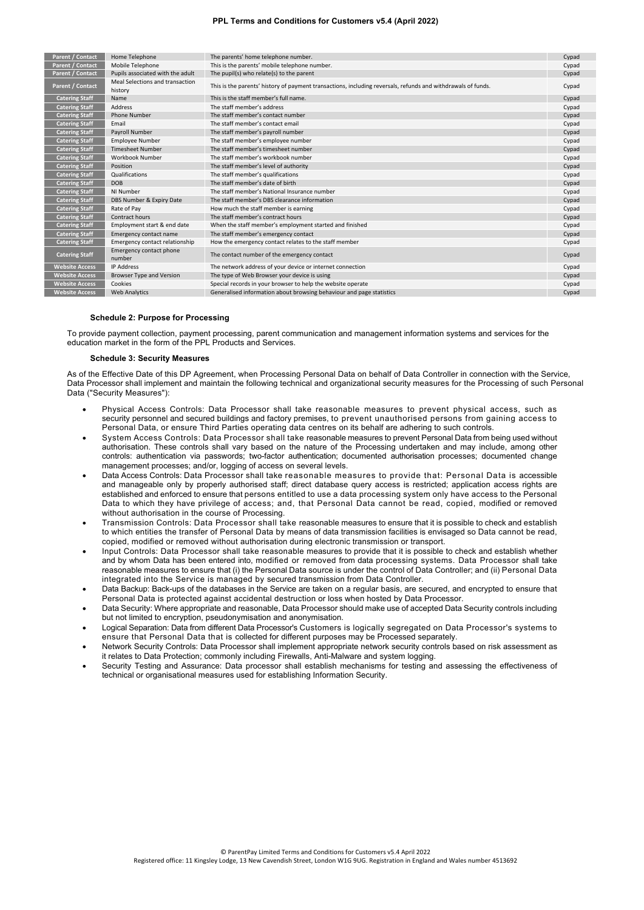| | | | |
|---|---|---|---|
| Parent / Contact | Home Telephone | The parents' home telephone number. | Cypad |
| Parent / Contact | Mobile Telephone | This is the parents' mobile telephone number. | Cypad |
| Parent / Contact | Pupils associated with the adult | The pupil(s) who relate(s) to the parent | Cypad |
| Parent / Contact | Meal Selections and transaction history | This is the parents' history of payment transactions, including reversals, refunds and withdrawals of funds. | Cypad |
| Catering Staff | Name | This is the staff member's full name. | Cypad |
| Catering Staff | Address | The staff member's address | Cypad |
| Catering Staff | Phone Number | The staff member's contact number | Cypad |
| Catering Staff | Email | The staff member's contact email | Cypad |
| Catering Staff | Payroll Number | The staff member's payroll number | Cypad |
| Catering Staff | Employee Number | The staff member's employee number | Cypad |
| Catering Staff | Timesheet Number | The staff member's timesheet number | Cypad |
| Catering Staff | Workbook Number | The staff member's workbook number | Cypad |
| Catering Staff | Position | The staff member's level of authority | Cypad |
| Catering Staff | Qualifications | The staff member's qualifications | Cypad |
| Catering Staff | DOB | The staff member's date of birth | Cypad |
| Catering Staff | NI Number | The staff member's National Insurance number | Cypad |
| Catering Staff | DBS Number & Expiry Date | The staff member's DBS clearance information | Cypad |
| Catering Staff | Rate of Pay | How much the staff member is earning | Cypad |
| Catering Staff | Contract hours | The staff member's contract hours | Cypad |
| Catering Staff | Employment start & end date | When the staff member's employment started and finished | Cypad |
| Catering Staff | Emergency contact name | The staff member's emergency contact | Cypad |
| Catering Staff | Emergency contact relationship | How the emergency contact relates to the staff member | Cypad |
| Catering Staff | Emergency contact phone number | The contact number of the emergency contact | Cypad |
| Website Access | IP Address | The network address of your device or internet connection | Cypad |
| Website Access | Browser Type and Version | The type of Web Browser your device is using | Cypad |
| Website Access | Cookies | Special records in your browser to help the website operate | Cypad |
| Website Access | Web Analytics | Generalised information about browsing behaviour and page statistics | Cypad |

### Schedule 2: Purpose for Processing

To provide payment collection, payment processing, parent communication and management information systems and services for the education market in the form of the PPL Products and Services.

### Schedule 3: Security Measures

As of the Effective Date of this DP Agreement, when Processing Personal Data on behalf of Data Controller in connection with the Service, Data Processor shall implement and maintain the following technical and organizational security measures for the Processing of such Personal Data ("Security Measures"):

- Physical Access Controls: Data Processor shall take reasonable measures to prevent physical access, such as security personnel and secured buildings and factory premises, to prevent unauthorised persons from gaining access to Personal Data, or ensure Third Parties operating data centres on its behalf are adhering to such controls.
- System Access Controls: Data Processor shall take reasonable measures to prevent Personal Data from being used without authorisation. These controls shall vary based on the nature of the Processing undertaken and may include, among other controls: authentication via passwords; two-factor authentication; documented authorisation processes; documented change management processes; and/or, logging of access on several levels.
- Data Access Controls: Data Processor shall take reasonable measures to provide that: Personal Data is accessible and manageable only by properly authorised staff; direct database query access is restricted; application access rights are established and enforced to ensure that persons entitled to use a data processing system only have access to the Personal Data to which they have privilege of access; and, that Personal Data cannot be read, copied, modified or removed without authorisation in the course of Processing.
- Transmission Controls: Data Processor shall take reasonable measures to ensure that it is possible to check and establish to which entities the transfer of Personal Data by means of data transmission facilities is envisaged so Data cannot be read, copied, modified or removed without authorisation during electronic transmission or transport.
- Input Controls: Data Processor shall take reasonable measures to provide that it is possible to check and establish whether and by whom Data has been entered into, modified or removed from data processing systems. Data Processor shall take reasonable measures to ensure that (i) the Personal Data source is under the control of Data Controller; and (ii) Personal Data integrated into the Service is managed by secured transmission from Data Controller.
- Data Backup: Back-ups of the databases in the Service are taken on a regular basis, are secured, and encrypted to ensure that Personal Data is protected against accidental destruction or loss when hosted by Data Processor.
- Data Security: Where appropriate and reasonable, Data Processor should make use of accepted Data Security controls including but not limited to encryption, pseudonymisation and anonymisation.
- Logical Separation: Data from different Data Processor's Customers is logically segregated on Data Processor's systems to ensure that Personal Data that is collected for different purposes may be Processed separately.
- Network Security Controls: Data Processor shall implement appropriate network security controls based on risk assessment as it relates to Data Protection; commonly including Firewalls, Anti-Malware and system logging.
- Security Testing and Assurance: Data processor shall establish mechanisms for testing and assessing the effectiveness of technical or organisational measures used for establishing Information Security.